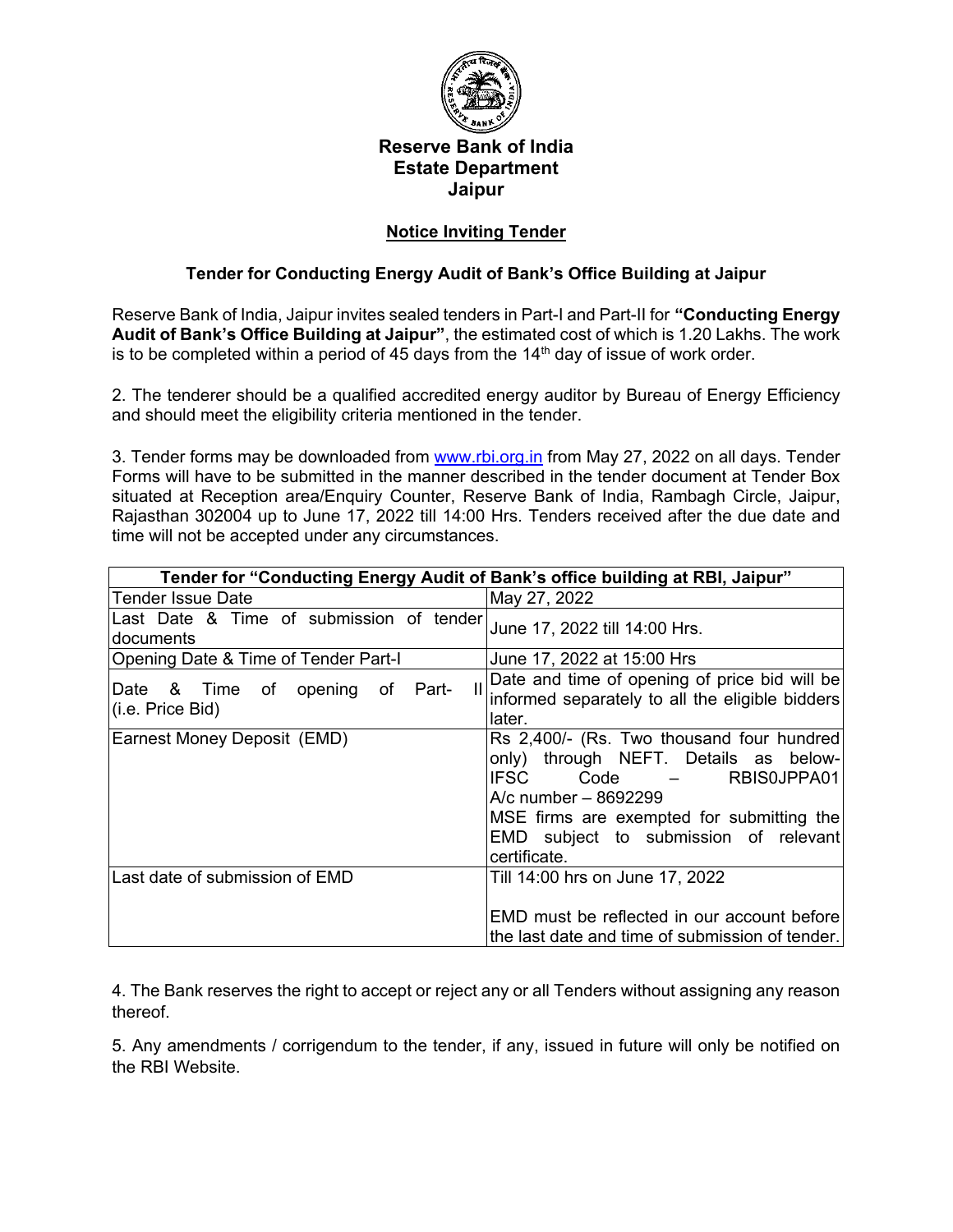# Reserve Bank of India
## Estate Department
## Jaipur

### Notice Inviting Tender

**Tender for Conducting Energy Audit of Bank's Office Building at Jaipur**

Reserve Bank of India, Jaipur invites sealed tenders in Part-I and Part-II for **"Conducting Energy Audit of Bank's Office Building at Jaipur"**, the estimated cost of which is 1.20 Lakhs. The work is to be completed within a period of 45 days from the 14th day of issue of work order.

2. The tenderer should be a qualified accredited energy auditor by Bureau of Energy Efficiency and should meet the eligibility criteria mentioned in the tender.

3. Tender forms may be downloaded from www.rbi.org.in from May 27, 2022 on all days. Tender Forms will have to be submitted in the manner described in the tender document at Tender Box situated at Reception area/Enquiry Counter, Reserve Bank of India, Rambagh Circle, Jaipur, Rajasthan 302004 up to June 17, 2022 till 14:00 Hrs. Tenders received after the due date and time will not be accepted under any circumstances.

| **Tender for "Conducting Energy Audit of Bank's office building at RBI, Jaipur"** | |
|---|---|
| Tender Issue Date | May 27, 2022 |
| Last Date & Time of submission of tender documents | June 17, 2022 till 14:00 Hrs. |
| Opening Date & Time of Tender Part-I | June 17, 2022 at 15:00 Hrs |
| Date & Time of opening of Part- II (i.e. Price Bid) | Date and time of opening of price bid will be informed separately to all the eligible bidders later. |
| Earnest Money Deposit (EMD) | Rs 2,400/- (Rs. Two thousand four hundred only) through NEFT. Details as below- IFSC Code – RBIS0JPPA01 A/c number – 8692299 MSE firms are exempted for submitting the EMD subject to submission of relevant certificate. |
| Last date of submission of EMD | Till 14:00 hrs on June 17, 2022 EMD must be reflected in our account before the last date and time of submission of tender. |

4. The Bank reserves the right to accept or reject any or all Tenders without assigning any reason thereof.

5. Any amendments / corrigendum to the tender, if any, issued in future will only be notified on the RBI Website.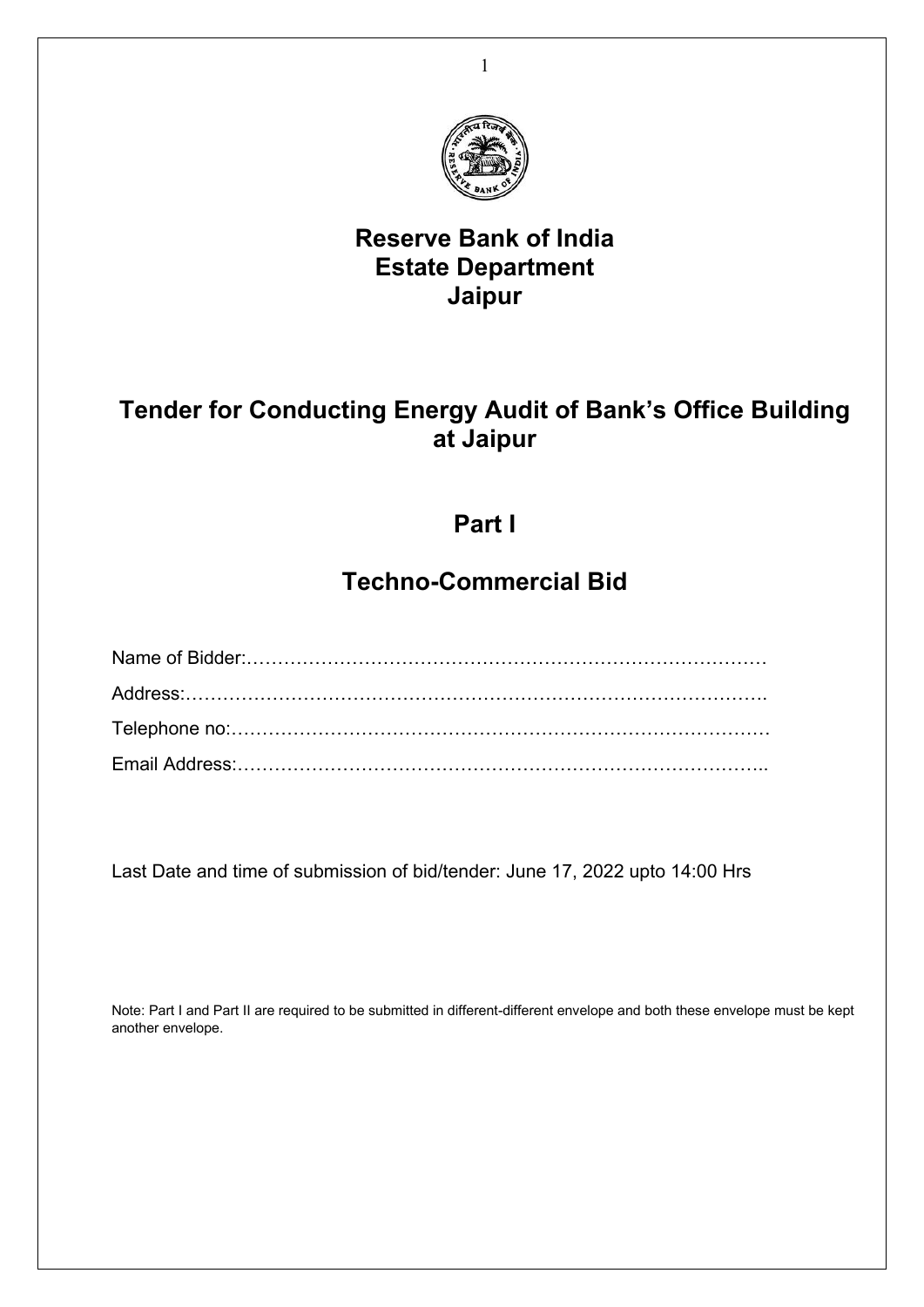# Reserve Bank of India
# Estate Department
# Jaipur

## Tender for Conducting Energy Audit of Bank's Office Building at Jaipur

## Part I

## Techno-Commercial Bid

Name of Bidder:…………………………………………………………………………

Address:……………………………………………………………………………….

Telephone no:…………………………………………………………………………

Email Address:………………………………………………………………………..

Last Date and time of submission of bid/tender: June 17, 2022 upto 14:00 Hrs

Note: Part I and Part II are required to be submitted in different-different envelope and both these envelope must be kept another envelope.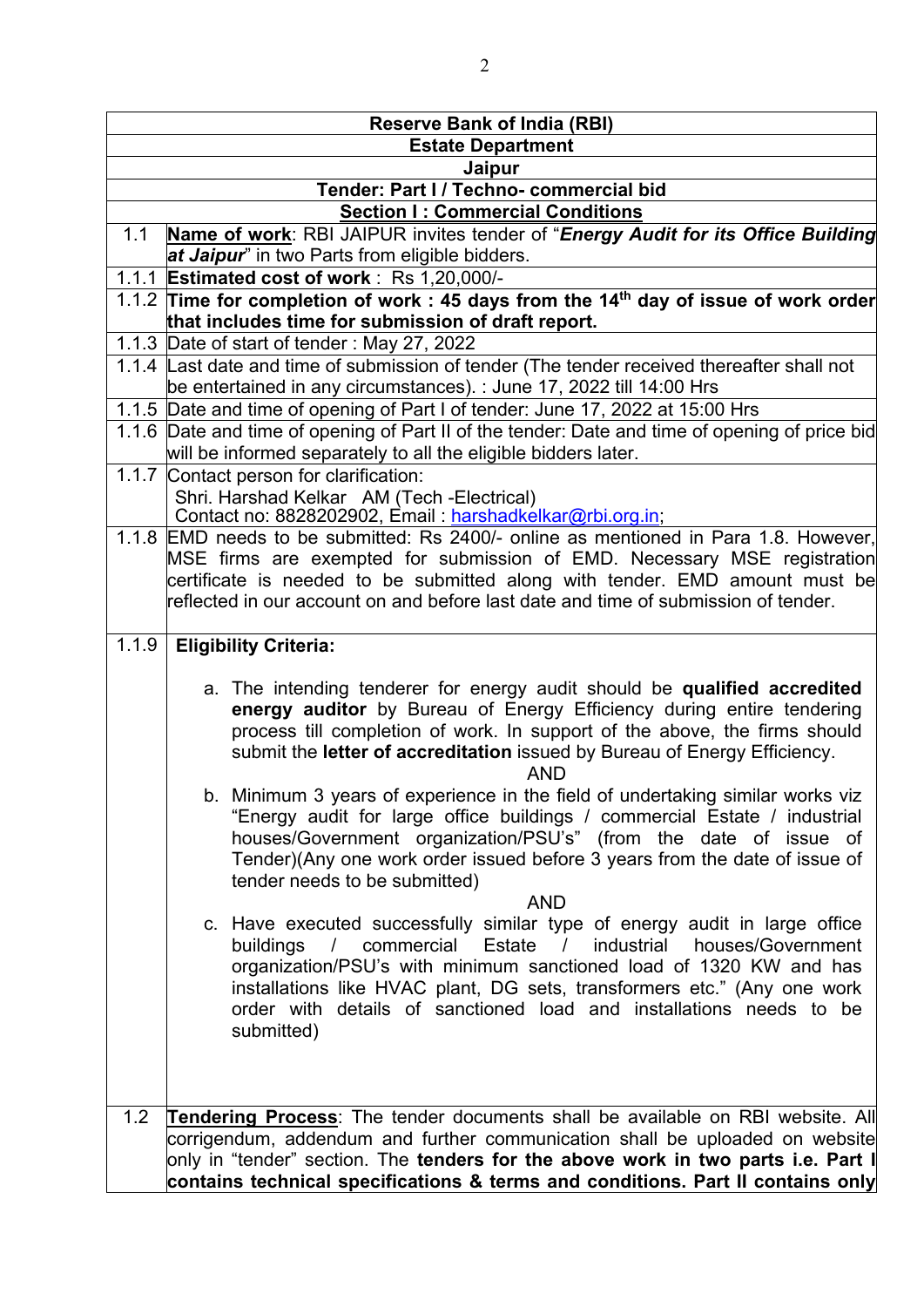| Reserve Bank of India (RBI) | |
|---|---|
| **Estate Department** | |
| **Jaipur** | |
| **Tender: Part I / Techno- commercial bid** | |
| **Section I : Commercial Conditions** | |
| 1.1 | **Name of work**: RBI JAIPUR invites tender of "***Energy Audit for its Office Building at Jaipur***" in two Parts from eligible bidders. |
| 1.1.1 | **Estimated cost of work** : Rs 1,20,000/- |
| 1.1.2 | **Time for completion of work : 45 days from the 14th day of issue of work order that includes time for submission of draft report.** |
| 1.1.3 | Date of start of tender : May 27, 2022 |
| 1.1.4 | Last date and time of submission of tender (The tender received thereafter shall not be entertained in any circumstances). : June 17, 2022 till 14:00 Hrs |
| 1.1.5 | Date and time of opening of Part I of tender: June 17, 2022 at 15:00 Hrs |
| 1.1.6 | Date and time of opening of Part II of the tender: Date and time of opening of price bid will be informed separately to all the eligible bidders later. |
| 1.1.7 | Contact person for clarification: Shri. Harshad Kelkar AM (Tech -Electrical) Contact no: 8828202902, Email : harshadkelkar@rbi.org.in; |
| 1.1.8 | EMD needs to be submitted: Rs 2400/- online as mentioned in Para 1.8. However, MSE firms are exempted for submission of EMD. Necessary MSE registration certificate is needed to be submitted along with tender. EMD amount must be reflected in our account on and before last date and time of submission of tender. |
| 1.1.9 | **Eligibility Criteria:** <br><br> a. The intending tenderer for energy audit should be **qualified accredited energy auditor** by Bureau of Energy Efficiency during entire tendering process till completion of work. In support of the above, the firms should submit the **letter of accreditation** issued by Bureau of Energy Efficiency. <br> AND <br> b. Minimum 3 years of experience in the field of undertaking similar works viz "Energy audit for large office buildings / commercial Estate / industrial houses/Government organization/PSU's" (from the date of issue of Tender)(Any one work order issued before 3 years from the date of issue of tender needs to be submitted) <br> AND <br> c. Have executed successfully similar type of energy audit in large office buildings / commercial Estate / industrial houses/Government organization/PSU's with minimum sanctioned load of 1320 KW and has installations like HVAC plant, DG sets, transformers etc." (Any one work order with details of sanctioned load and installations needs to be submitted) |
| 1.2 | **Tendering Process**: The tender documents shall be available on RBI website. All corrigendum, addendum and further communication shall be uploaded on website only in "tender" section. The **tenders for the above work in two parts i.e. Part I contains technical specifications & terms and conditions. Part II contains only** |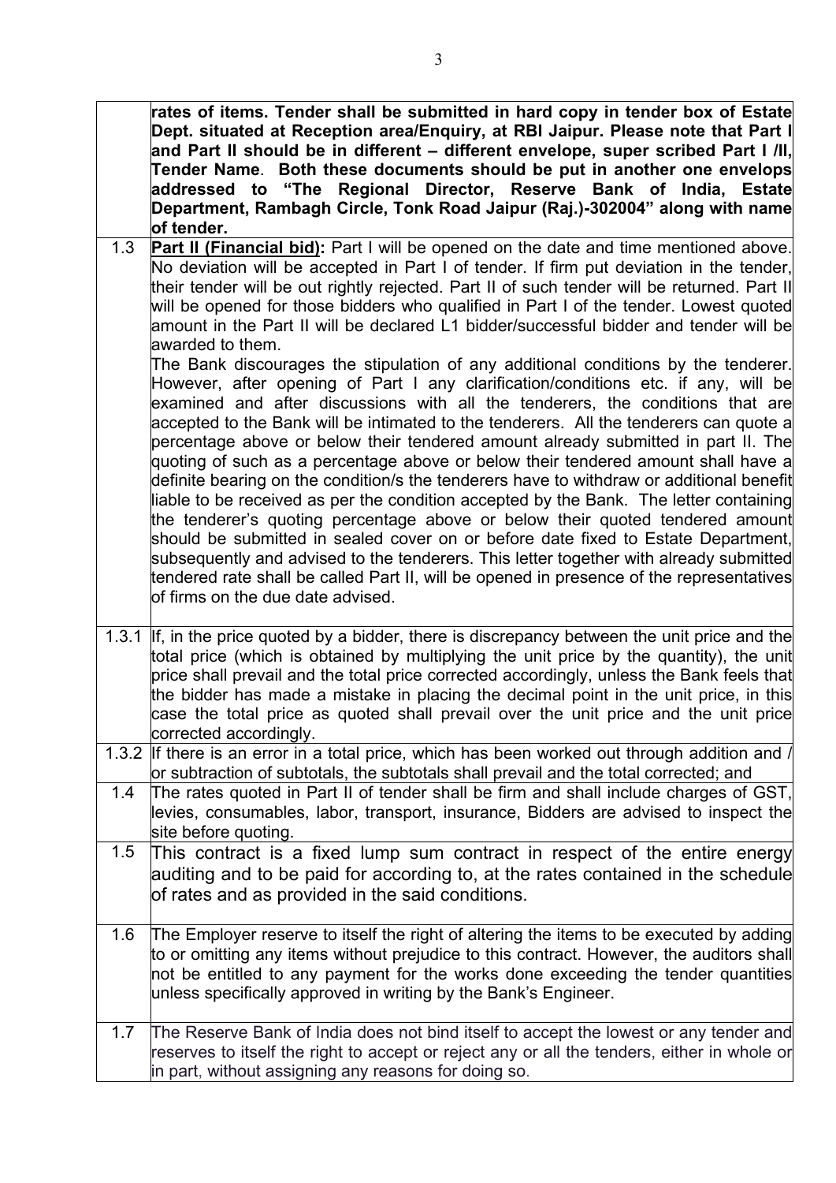| | |
|---|---|
| | **rates of items. Tender shall be submitted in hard copy in tender box of Estate Dept. situated at Reception area/Enquiry, at RBI Jaipur. Please note that Part I and Part II should be in different – different envelope, super scribed Part I /II, Tender Name**. **Both these documents should be put in another one envelops addressed to "The Regional Director, Reserve Bank of India, Estate Department, Rambagh Circle, Tonk Road Jaipur (Raj.)-302004" along with name of tender.** |
| 1.3 | **Part II (Financial bid):** Part I will be opened on the date and time mentioned above. No deviation will be accepted in Part I of tender. If firm put deviation in the tender, their tender will be out rightly rejected. Part II of such tender will be returned. Part II will be opened for those bidders who qualified in Part I of the tender. Lowest quoted amount in the Part II will be declared L1 bidder/successful bidder and tender will be awarded to them.<br>The Bank discourages the stipulation of any additional conditions by the tenderer. However, after opening of Part I any clarification/conditions etc. if any, will be examined and after discussions with all the tenderers, the conditions that are accepted to the Bank will be intimated to the tenderers. All the tenderers can quote a percentage above or below their tendered amount already submitted in part II. The quoting of such as a percentage above or below their tendered amount shall have a definite bearing on the condition/s the tenderers have to withdraw or additional benefit liable to be received as per the condition accepted by the Bank. The letter containing the tenderer's quoting percentage above or below their quoted tendered amount should be submitted in sealed cover on or before date fixed to Estate Department, subsequently and advised to the tenderers. This letter together with already submitted tendered rate shall be called Part II, will be opened in presence of the representatives of firms on the due date advised. |
| 1.3.1 | If, in the price quoted by a bidder, there is discrepancy between the unit price and the total price (which is obtained by multiplying the unit price by the quantity), the unit price shall prevail and the total price corrected accordingly, unless the Bank feels that the bidder has made a mistake in placing the decimal point in the unit price, in this case the total price as quoted shall prevail over the unit price and the unit price corrected accordingly. |
| 1.3.2 | If there is an error in a total price, which has been worked out through addition and / or subtraction of subtotals, the subtotals shall prevail and the total corrected; and |
| 1.4 | The rates quoted in Part II of tender shall be firm and shall include charges of GST, levies, consumables, labor, transport, insurance, Bidders are advised to inspect the site before quoting. |
| 1.5 | This contract is a fixed lump sum contract in respect of the entire energy auditing and to be paid for according to, at the rates contained in the schedule of rates and as provided in the said conditions. |
| 1.6 | The Employer reserve to itself the right of altering the items to be executed by adding to or omitting any items without prejudice to this contract. However, the auditors shall not be entitled to any payment for the works done exceeding the tender quantities unless specifically approved in writing by the Bank's Engineer. |
| 1.7 | The Reserve Bank of India does not bind itself to accept the lowest or any tender and reserves to itself the right to accept or reject any or all the tenders, either in whole or in part, without assigning any reasons for doing so. |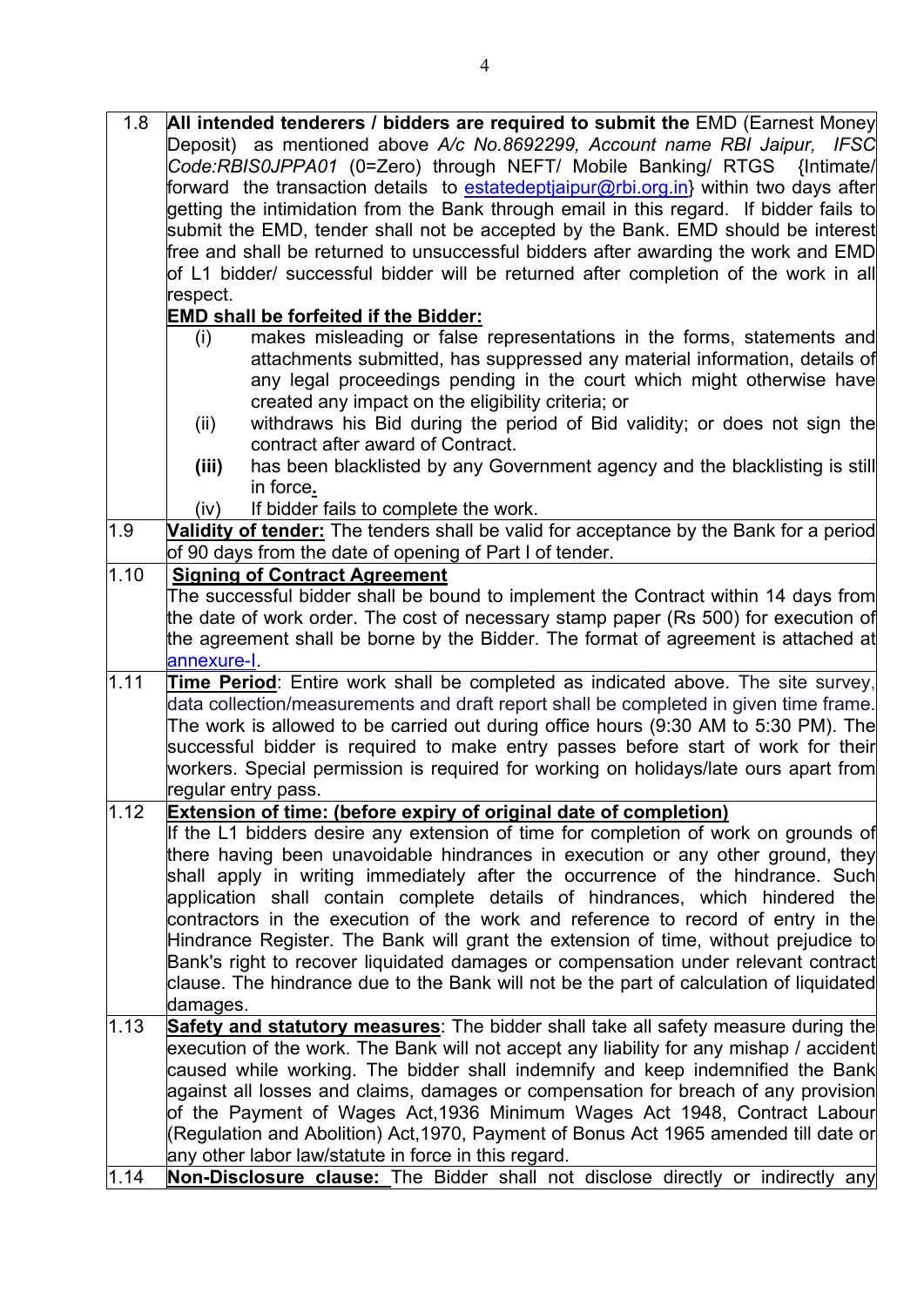| | |
|---|---|
| 1.8 | **All intended tenderers / bidders are required to submit the** EMD (Earnest Money Deposit) as mentioned above *A/c No.8692299, Account name RBI Jaipur, IFSC Code:RBIS0JPPA01* (0=Zero) through NEFT/ Mobile Banking/ RTGS {Intimate/ forward the transaction details to estatedeptjaipur@rbi.org.in} within two days after getting the intimidation from the Bank through email in this regard. If bidder fails to submit the EMD, tender shall not be accepted by the Bank. EMD should be interest free and shall be returned to unsuccessful bidders after awarding the work and EMD of L1 bidder/ successful bidder will be returned after completion of the work in all respect.<br>**EMD shall be forfeited if the Bidder:**<br>(i) makes misleading or false representations in the forms, statements and attachments submitted, has suppressed any material information, details of any legal proceedings pending in the court which might otherwise have created any impact on the eligibility criteria; or<br>(ii) withdraws his Bid during the period of Bid validity; or does not sign the contract after award of Contract.<br>**(iii)** has been blacklisted by any Government agency and the blacklisting is still in force**.**<br>(iv) If bidder fails to complete the work. |
| 1.9 | **Validity of tender:** The tenders shall be valid for acceptance by the Bank for a period of 90 days from the date of opening of Part I of tender. |
| 1.10 | **Signing of Contract Agreement**<br>The successful bidder shall be bound to implement the Contract within 14 days from the date of work order. The cost of necessary stamp paper (Rs 500) for execution of the agreement shall be borne by the Bidder. The format of agreement is attached at annexure-I. |
| 1.11 | **Time Period**: Entire work shall be completed as indicated above. The site survey, data collection/measurements and draft report shall be completed in given time frame. The work is allowed to be carried out during office hours (9:30 AM to 5:30 PM). The successful bidder is required to make entry passes before start of work for their workers. Special permission is required for working on holidays/late ours apart from regular entry pass. |
| 1.12 | **Extension of time: (before expiry of original date of completion)**<br>If the L1 bidders desire any extension of time for completion of work on grounds of there having been unavoidable hindrances in execution or any other ground, they shall apply in writing immediately after the occurrence of the hindrance. Such application shall contain complete details of hindrances, which hindered the contractors in the execution of the work and reference to record of entry in the Hindrance Register. The Bank will grant the extension of time, without prejudice to Bank's right to recover liquidated damages or compensation under relevant contract clause. The hindrance due to the Bank will not be the part of calculation of liquidated damages. |
| 1.13 | **Safety and statutory measures**: The bidder shall take all safety measure during the execution of the work. The Bank will not accept any liability for any mishap / accident caused while working. The bidder shall indemnify and keep indemnified the Bank against all losses and claims, damages or compensation for breach of any provision of the Payment of Wages Act,1936 Minimum Wages Act 1948, Contract Labour (Regulation and Abolition) Act,1970, Payment of Bonus Act 1965 amended till date or any other labor law/statute in force in this regard. |
| 1.14 | **Non-Disclosure clause:** The Bidder shall not disclose directly or indirectly any |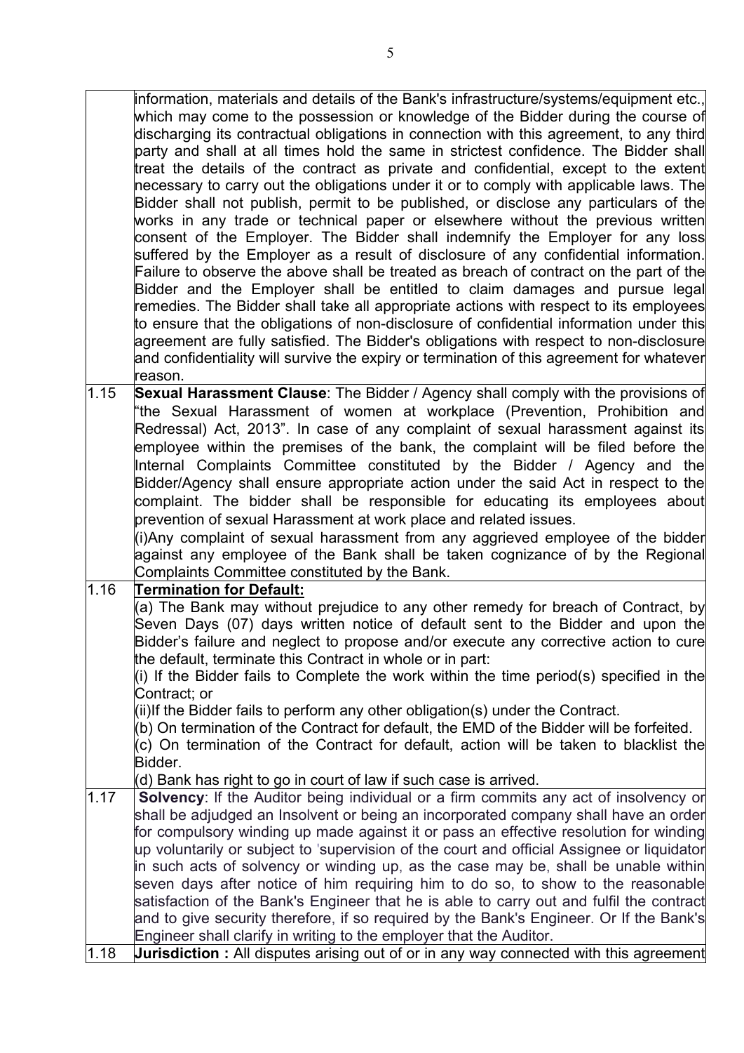| | |
|---|---|
| | information, materials and details of the Bank's infrastructure/systems/equipment etc., which may come to the possession or knowledge of the Bidder during the course of discharging its contractual obligations in connection with this agreement, to any third party and shall at all times hold the same in strictest confidence. The Bidder shall treat the details of the contract as private and confidential, except to the extent necessary to carry out the obligations under it or to comply with applicable laws. The Bidder shall not publish, permit to be published, or disclose any particulars of the works in any trade or technical paper or elsewhere without the previous written consent of the Employer. The Bidder shall indemnify the Employer for any loss suffered by the Employer as a result of disclosure of any confidential information. Failure to observe the above shall be treated as breach of contract on the part of the Bidder and the Employer shall be entitled to claim damages and pursue legal remedies. The Bidder shall take all appropriate actions with respect to its employees to ensure that the obligations of non-disclosure of confidential information under this agreement are fully satisfied. The Bidder's obligations with respect to non-disclosure and confidentiality will survive the expiry or termination of this agreement for whatever reason. |
| 1.15 | **Sexual Harassment Clause**: The Bidder / Agency shall comply with the provisions of "the Sexual Harassment of women at workplace (Prevention, Prohibition and Redressal) Act, 2013". In case of any complaint of sexual harassment against its employee within the premises of the bank, the complaint will be filed before the Internal Complaints Committee constituted by the Bidder / Agency and the Bidder/Agency shall ensure appropriate action under the said Act in respect to the complaint. The bidder shall be responsible for educating its employees about prevention of sexual Harassment at work place and related issues.<br>(i)Any complaint of sexual harassment from any aggrieved employee of the bidder against any employee of the Bank shall be taken cognizance of by the Regional Complaints Committee constituted by the Bank. |
| 1.16 | **Termination for Default:**<br>(a) The Bank may without prejudice to any other remedy for breach of Contract, by Seven Days (07) days written notice of default sent to the Bidder and upon the Bidder's failure and neglect to propose and/or execute any corrective action to cure the default, terminate this Contract in whole or in part:<br>(i) If the Bidder fails to Complete the work within the time period(s) specified in the Contract; or<br>(ii)If the Bidder fails to perform any other obligation(s) under the Contract.<br>(b) On termination of the Contract for default, the EMD of the Bidder will be forfeited.<br>(c) On termination of the Contract for default, action will be taken to blacklist the Bidder.<br>(d) Bank has right to go in court of law if such case is arrived. |
| 1.17 | **Solvency**: If the Auditor being individual or a firm commits any act of insolvency or shall be adjudged an Insolvent or being an incorporated company shall have an order for compulsory winding up made against it or pass an effective resolution for winding up voluntarily or subject to 'supervision of the court and official Assignee or liquidator in such acts of solvency or winding up, as the case may be, shall be unable within seven days after notice of him requiring him to do so, to show to the reasonable satisfaction of the Bank's Engineer that he is able to carry out and fulfil the contract and to give security therefore, if so required by the Bank's Engineer. Or If the Bank's Engineer shall clarify in writing to the employer that the Auditor. |
| 1.18 | **Jurisdiction :** All disputes arising out of or in any way connected with this agreement |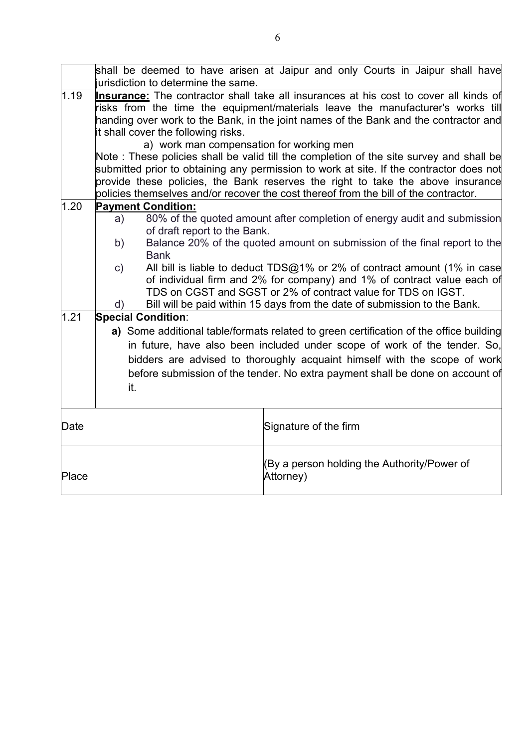| | |
|---|---|
| | shall be deemed to have arisen at Jaipur and only Courts in Jaipur shall have jurisdiction to determine the same. |
| 1.19 | **Insurance:** The contractor shall take all insurances at his cost to cover all kinds of risks from the time the equipment/materials leave the manufacturer's works till handing over work to the Bank, in the joint names of the Bank and the contractor and it shall cover the following risks.<br>a) work man compensation for working men<br>Note : These policies shall be valid till the completion of the site survey and shall be submitted prior to obtaining any permission to work at site. If the contractor does not provide these policies, the Bank reserves the right to take the above insurance policies themselves and/or recover the cost thereof from the bill of the contractor. |
| 1.20 | **Payment Condition:**<br>a) 80% of the quoted amount after completion of energy audit and submission of draft report to the Bank.<br>b) Balance 20% of the quoted amount on submission of the final report to the Bank<br>c) All bill is liable to deduct TDS@1% or 2% of contract amount (1% in case of individual firm and 2% for company) and 1% of contract value each of TDS on CGST and SGST or 2% of contract value for TDS on IGST.<br>d) Bill will be paid within 15 days from the date of submission to the Bank. |
| 1.21 | **Special Condition**:<br>**a)** Some additional table/formats related to green certification of the office building in future, have also been included under scope of work of the tender. So, bidders are advised to thoroughly acquaint himself with the scope of work before submission of the tender. No extra payment shall be done on account of it. |

| | |
|---|---|
| Date | Signature of the firm |
| Place | (By a person holding the Authority/Power of Attorney) |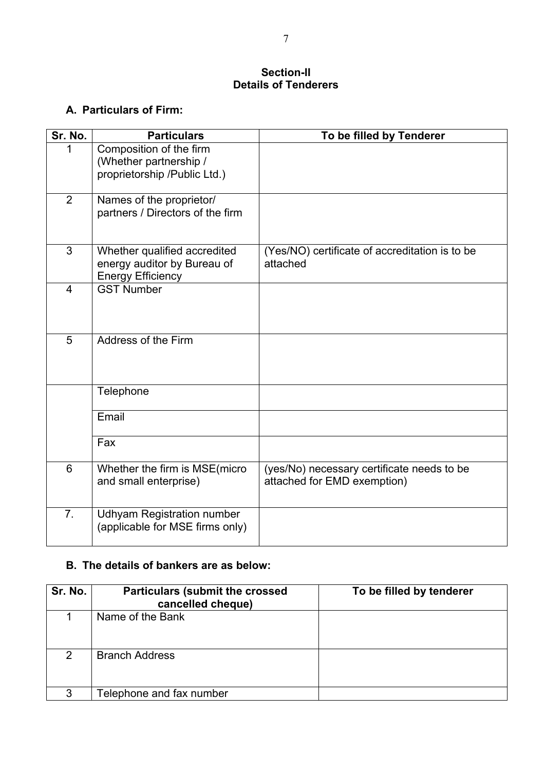## Section-II
## Details of Tenderers

### A. Particulars of Firm:

| Sr. No. | Particulars | To be filled by Tenderer |
|---|---|---|
| 1 | Composition of the firm (Whether partnership / proprietorship /Public Ltd.) | |
| 2 | Names of the proprietor/ partners / Directors of the firm | |
| 3 | Whether qualified accredited energy auditor by Bureau of Energy Efficiency | (Yes/NO) certificate of accreditation is to be attached |
| 4 | GST Number | |
| 5 | Address of the Firm | |
| | Telephone | |
| | Email | |
| | Fax | |
| 6 | Whether the firm is MSE(micro and small enterprise) | (yes/No) necessary certificate needs to be attached for EMD exemption) |
| 7. | Udhyam Registration number (applicable for MSE firms only) | |

### B. The details of bankers are as below:

| Sr. No. | Particulars (submit the crossed cancelled cheque) | To be filled by tenderer |
|---|---|---|
| 1 | Name of the Bank | |
| 2 | Branch Address | |
| 3 | Telephone and fax number | |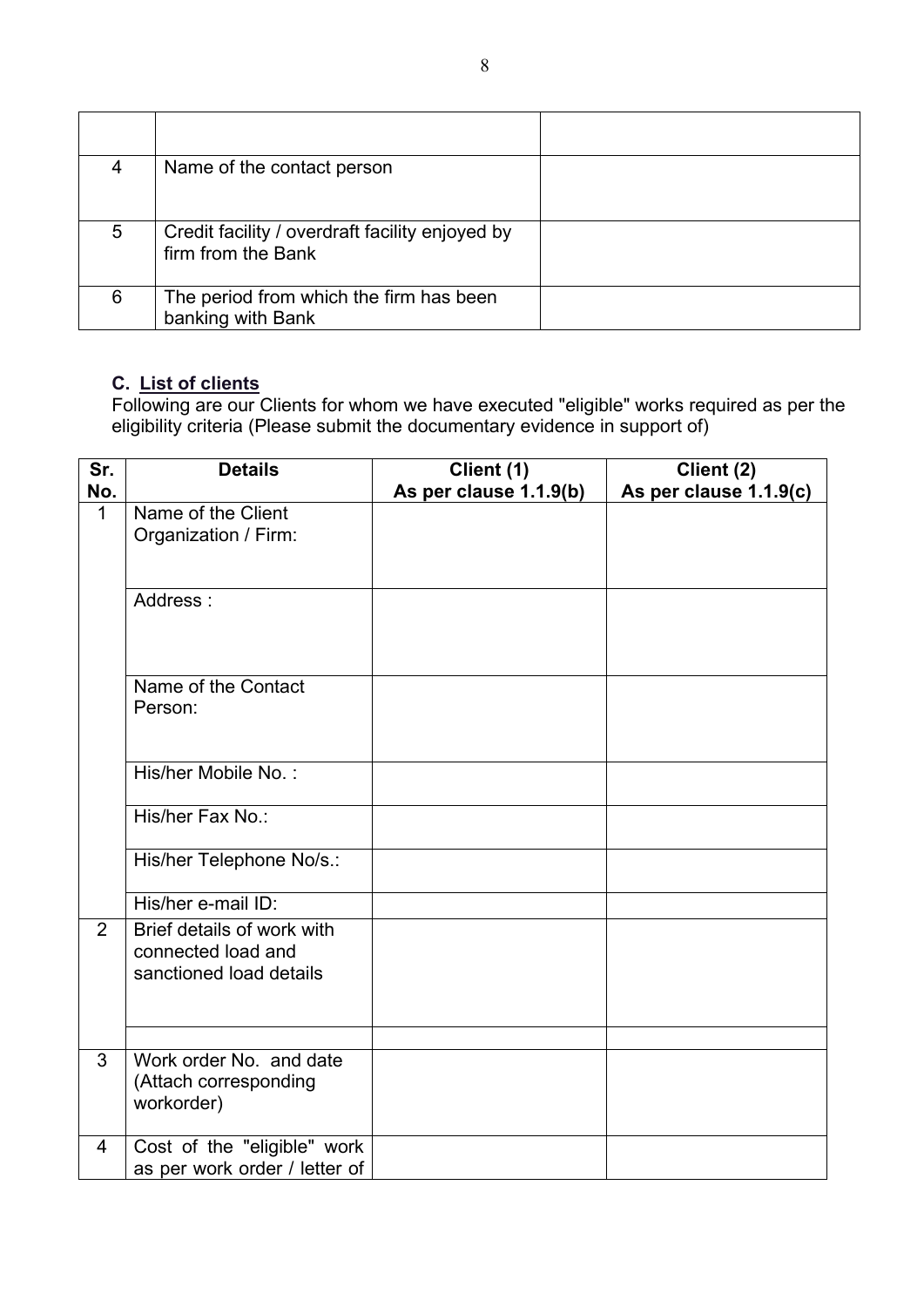| | | |
|---|---|---|
| | | |
| 4 | Name of the contact person | |
| 5 | Credit facility / overdraft facility enjoyed by firm from the Bank | |
| 6 | The period from which the firm has been banking with Bank | |

**C. List of clients**

Following are our Clients for whom we have executed "eligible" works required as per the eligibility criteria (Please submit the documentary evidence in support of)

| Sr. No. | Details | Client (1) As per clause 1.1.9(b) | Client (2) As per clause 1.1.9(c) |
|---|---|---|---|
| 1 | Name of the Client Organization / Firm: | | |
| | Address : | | |
| | Name of the Contact Person: | | |
| | His/her Mobile No. : | | |
| | His/her Fax No.: | | |
| | His/her Telephone No/s.: | | |
| | His/her e-mail ID: | | |
| 2 | Brief details of work with connected load and sanctioned load details | | |
| | | | |
| 3 | Work order No. and date (Attach corresponding workorder) | | |
| 4 | Cost of the "eligible" work as per work order / letter of | | |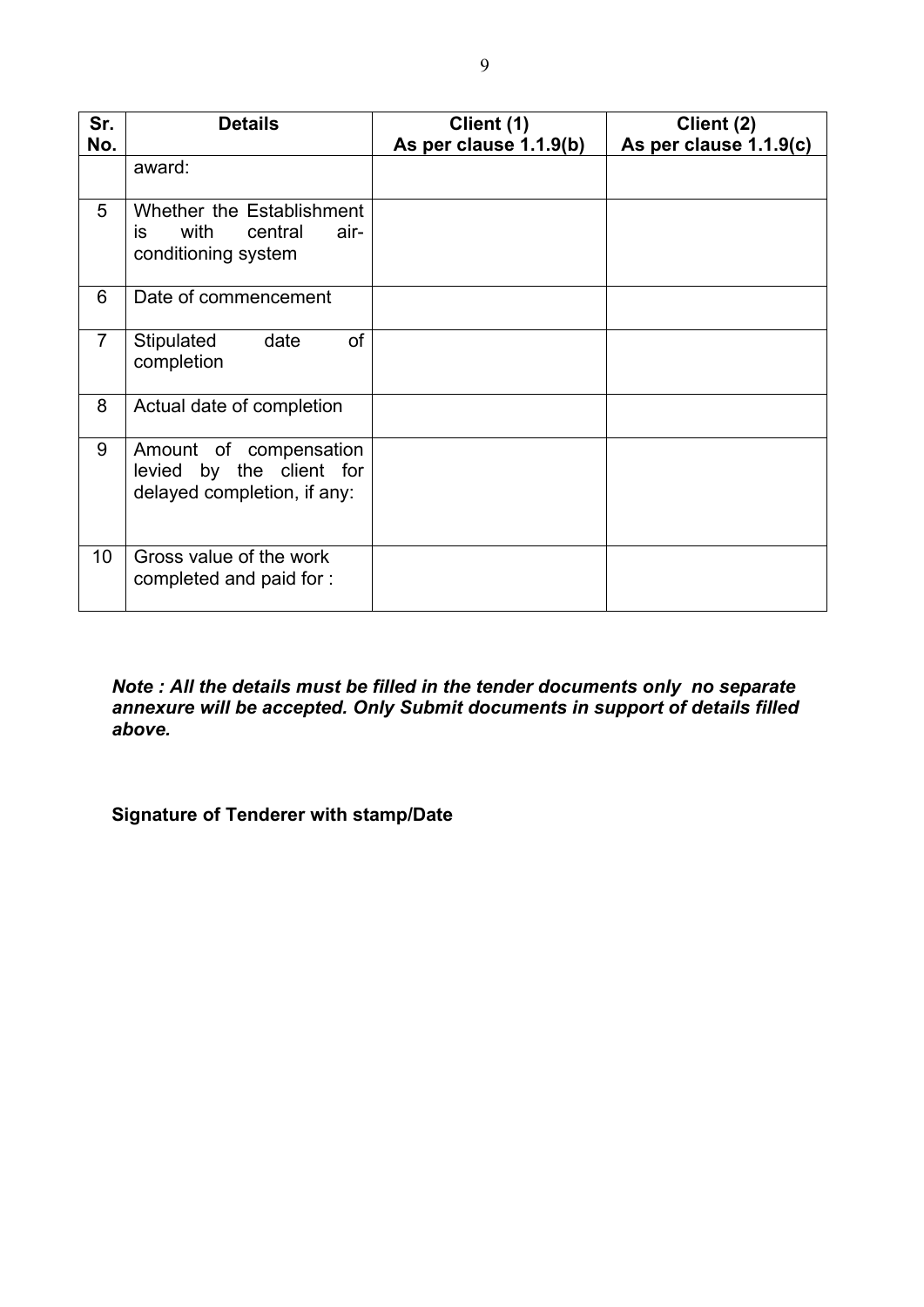| Sr. No. | Details | Client (1) As per clause 1.1.9(b) | Client (2) As per clause 1.1.9(c) |
|---|---|---|---|
| | award: | | |
| 5 | Whether the Establishment is with central air-conditioning system | | |
| 6 | Date of commencement | | |
| 7 | Stipulated date of completion | | |
| 8 | Actual date of completion | | |
| 9 | Amount of compensation levied by the client for delayed completion, if any: | | |
| 10 | Gross value of the work completed and paid for : | | |

***Note : All the details must be filled in the tender documents only no separate annexure will be accepted. Only Submit documents in support of details filled above.***

**Signature of Tenderer with stamp/Date**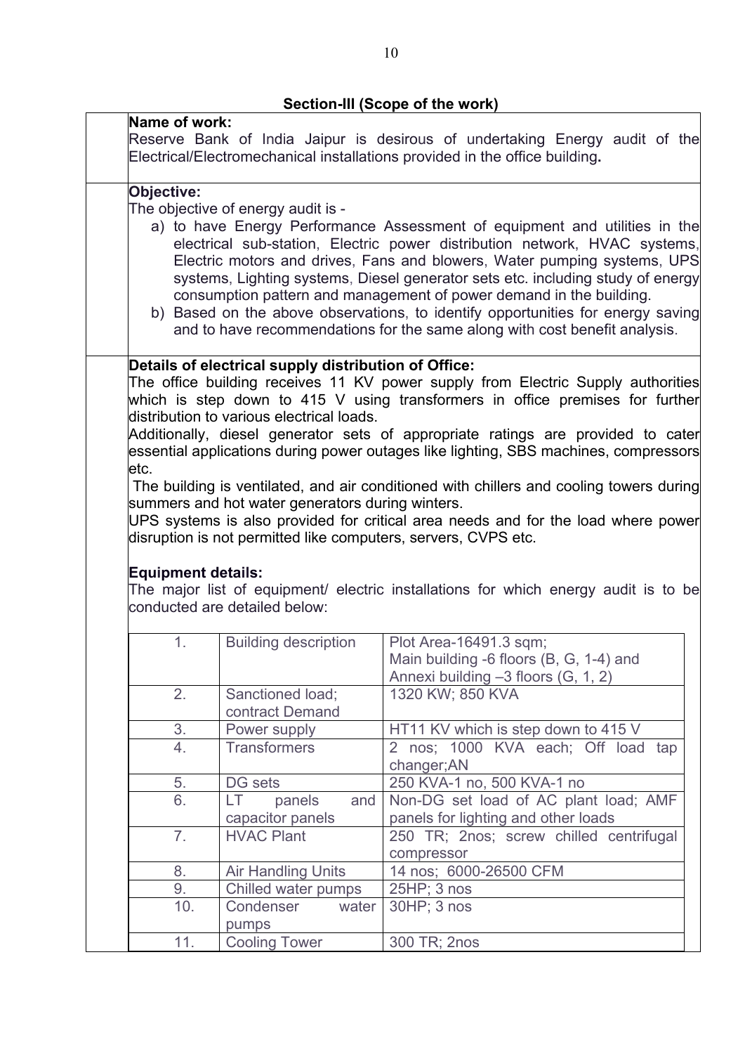## Section-III (Scope of the work)

**Name of work:**

Reserve Bank of India Jaipur is desirous of undertaking Energy audit of the Electrical/Electromechanical installations provided in the office building**.**

**Objective:**

The objective of energy audit is -

a) to have Energy Performance Assessment of equipment and utilities in the electrical sub-station, Electric power distribution network, HVAC systems, Electric motors and drives, Fans and blowers, Water pumping systems, UPS systems, Lighting systems, Diesel generator sets etc. including study of energy consumption pattern and management of power demand in the building.

b) Based on the above observations, to identify opportunities for energy saving and to have recommendations for the same along with cost benefit analysis.

**Details of electrical supply distribution of Office:**

The office building receives 11 KV power supply from Electric Supply authorities which is step down to 415 V using transformers in office premises for further distribution to various electrical loads.

Additionally, diesel generator sets of appropriate ratings are provided to cater essential applications during power outages like lighting, SBS machines, compressors etc.

The building is ventilated, and air conditioned with chillers and cooling towers during summers and hot water generators during winters.

UPS systems is also provided for critical area needs and for the load where power disruption is not permitted like computers, servers, CVPS etc.

**Equipment details:**

The major list of equipment/ electric installations for which energy audit is to be conducted are detailed below:

| | | |
|---|---|---|
| 1. | Building description | Plot Area-16491.3 sqm;<br>Main building -6 floors (B, G, 1-4) and<br>Annexi building –3 floors (G, 1, 2) |
| 2. | Sanctioned load; contract Demand | 1320 KW; 850 KVA |
| 3. | Power supply | HT11 KV which is step down to 415 V |
| 4. | Transformers | 2 nos; 1000 KVA each; Off load tap changer;AN |
| 5. | DG sets | 250 KVA-1 no, 500 KVA-1 no |
| 6. | LT panels and capacitor panels | Non-DG set load of AC plant load; AMF panels for lighting and other loads |
| 7. | HVAC Plant | 250 TR; 2nos; screw chilled centrifugal compressor |
| 8. | Air Handling Units | 14 nos; 6000-26500 CFM |
| 9. | Chilled water pumps | 25HP; 3 nos |
| 10. | Condenser water pumps | 30HP; 3 nos |
| 11. | Cooling Tower | 300 TR; 2nos |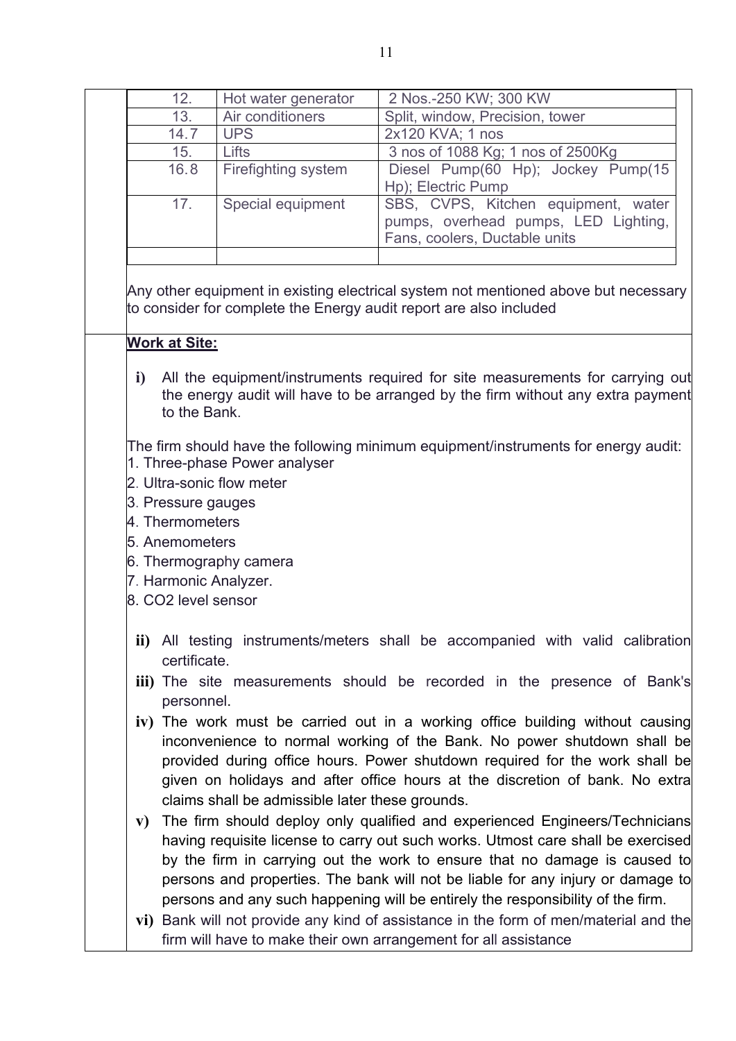| 12. | Hot water generator | 2 Nos.-250 KW; 300 KW |
|---|---|---|
| 13. | Air conditioners | Split, window, Precision, tower |
| 14.7 | UPS | 2x120 KVA; 1 nos |
| 15. | Lifts | 3 nos of 1088 Kg; 1 nos of 2500Kg |
| 16.8 | Firefighting system | Diesel Pump(60 Hp); Jockey Pump(15 Hp); Electric Pump |
| 17. | Special equipment | SBS, CVPS, Kitchen equipment, water pumps, overhead pumps, LED Lighting, Fans, coolers, Ductable units |
| | | |

Any other equipment in existing electrical system not mentioned above but necessary to consider for complete the Energy audit report are also included

**Work at Site:**

**i)** All the equipment/instruments required for site measurements for carrying out the energy audit will have to be arranged by the firm without any extra payment to the Bank.

The firm should have the following minimum equipment/instruments for energy audit:

1. Three-phase Power analyser
2. Ultra-sonic flow meter
3. Pressure gauges
4. Thermometers
5. Anemometers
6. Thermography camera
7. Harmonic Analyzer.
8. CO2 level sensor

**ii)** All testing instruments/meters shall be accompanied with valid calibration certificate.

**iii)** The site measurements should be recorded in the presence of Bank's personnel.

**iv)** The work must be carried out in a working office building without causing inconvenience to normal working of the Bank. No power shutdown shall be provided during office hours. Power shutdown required for the work shall be given on holidays and after office hours at the discretion of bank. No extra claims shall be admissible later these grounds.

**v)** The firm should deploy only qualified and experienced Engineers/Technicians having requisite license to carry out such works. Utmost care shall be exercised by the firm in carrying out the work to ensure that no damage is caused to persons and properties. The bank will not be liable for any injury or damage to persons and any such happening will be entirely the responsibility of the firm.

**vi)** Bank will not provide any kind of assistance in the form of men/material and the firm will have to make their own arrangement for all assistance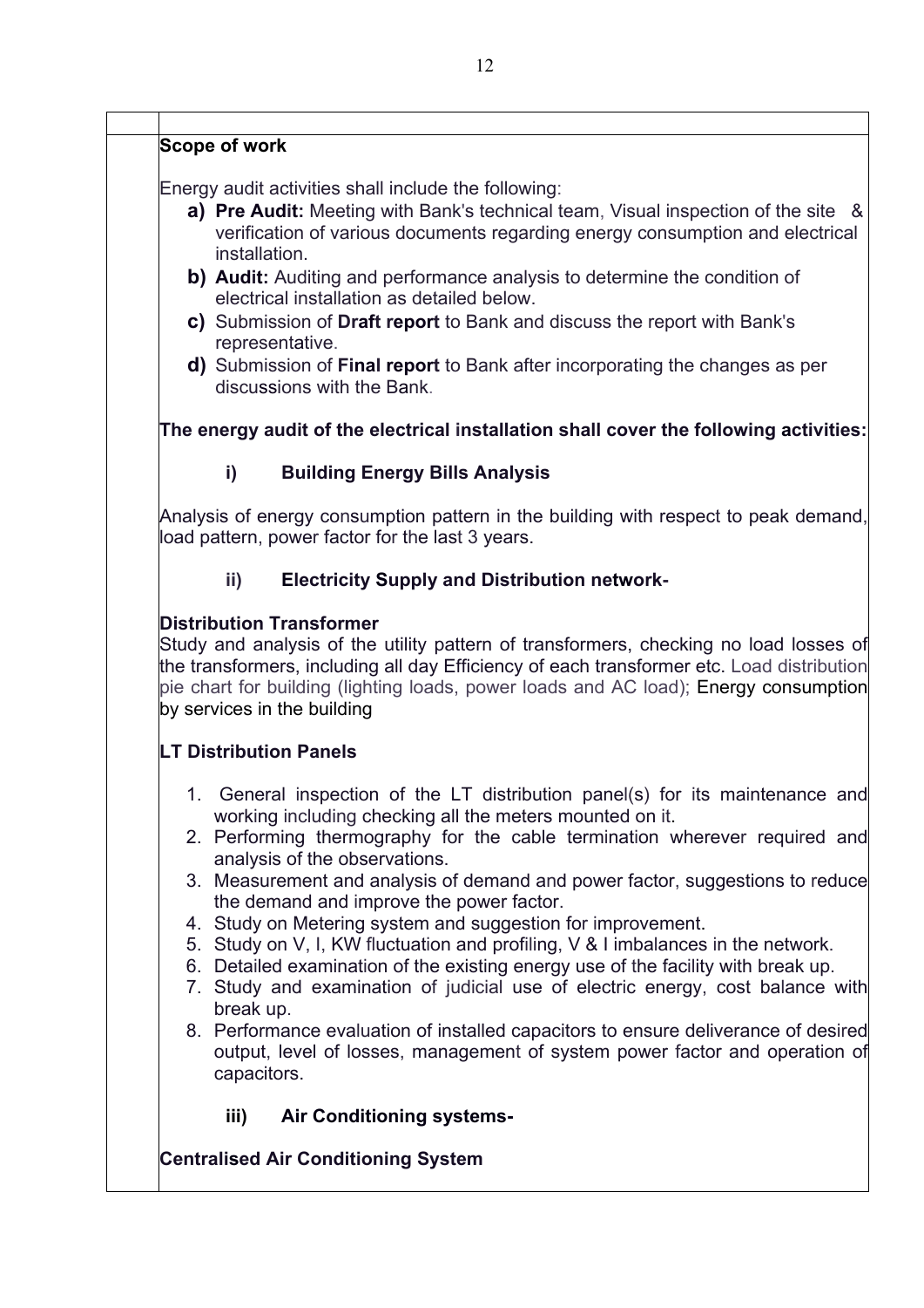**Scope of work**

Energy audit activities shall include the following:

- **a) Pre Audit:** Meeting with Bank's technical team, Visual inspection of the site & verification of various documents regarding energy consumption and electrical installation.
- **b) Audit:** Auditing and performance analysis to determine the condition of electrical installation as detailed below.
- **c)** Submission of **Draft report** to Bank and discuss the report with Bank's representative.
- **d)** Submission of **Final report** to Bank after incorporating the changes as per discussions with the Bank.

**The energy audit of the electrical installation shall cover the following activities:**

**i) Building Energy Bills Analysis**

Analysis of energy consumption pattern in the building with respect to peak demand, load pattern, power factor for the last 3 years.

**ii) Electricity Supply and Distribution network-**

**Distribution Transformer**

Study and analysis of the utility pattern of transformers, checking no load losses of the transformers, including all day Efficiency of each transformer etc. Load distribution pie chart for building (lighting loads, power loads and AC load); Energy consumption by services in the building

**LT Distribution Panels**

1. General inspection of the LT distribution panel(s) for its maintenance and working including checking all the meters mounted on it.
2. Performing thermography for the cable termination wherever required and analysis of the observations.
3. Measurement and analysis of demand and power factor, suggestions to reduce the demand and improve the power factor.
4. Study on Metering system and suggestion for improvement.
5. Study on V, I, KW fluctuation and profiling, V & I imbalances in the network.
6. Detailed examination of the existing energy use of the facility with break up.
7. Study and examination of judicial use of electric energy, cost balance with break up.
8. Performance evaluation of installed capacitors to ensure deliverance of desired output, level of losses, management of system power factor and operation of capacitors.

**iii) Air Conditioning systems-**

**Centralised Air Conditioning System**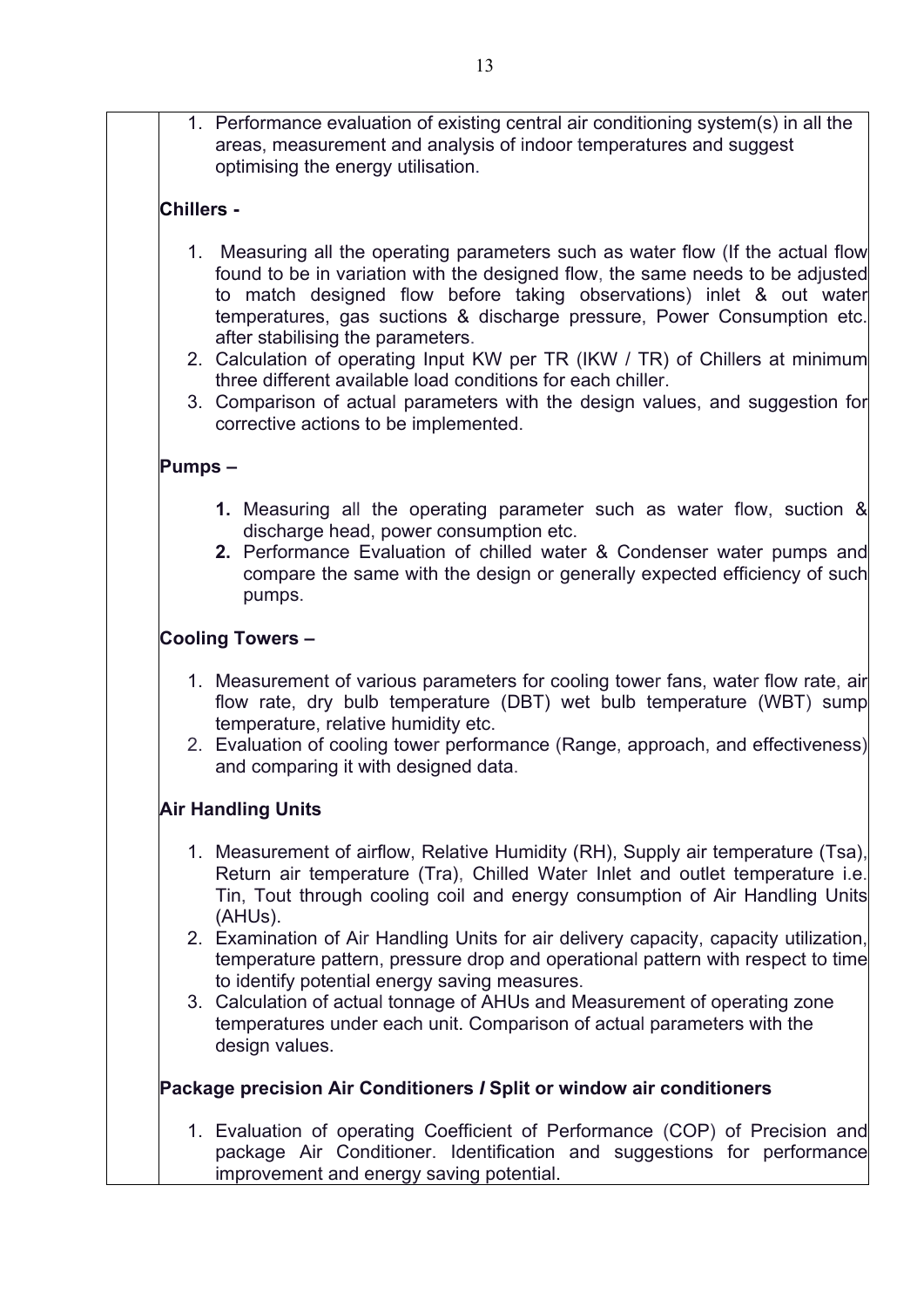1. Performance evaluation of existing central air conditioning system(s) in all the areas, measurement and analysis of indoor temperatures and suggest optimising the energy utilisation.

**Chillers -**

1. Measuring all the operating parameters such as water flow (If the actual flow found to be in variation with the designed flow, the same needs to be adjusted to match designed flow before taking observations) inlet & out water temperatures, gas suctions & discharge pressure, Power Consumption etc. after stabilising the parameters.
2. Calculation of operating Input KW per TR (IKW / TR) of Chillers at minimum three different available load conditions for each chiller.
3. Comparison of actual parameters with the design values, and suggestion for corrective actions to be implemented.

**Pumps –**

1. Measuring all the operating parameter such as water flow, suction & discharge head, power consumption etc.
2. Performance Evaluation of chilled water & Condenser water pumps and compare the same with the design or generally expected efficiency of such pumps.

**Cooling Towers –**

1. Measurement of various parameters for cooling tower fans, water flow rate, air flow rate, dry bulb temperature (DBT) wet bulb temperature (WBT) sump temperature, relative humidity etc.
2. Evaluation of cooling tower performance (Range, approach, and effectiveness) and comparing it with designed data.

**Air Handling Units**

1. Measurement of airflow, Relative Humidity (RH), Supply air temperature (Tsa), Return air temperature (Tra), Chilled Water Inlet and outlet temperature i.e. Tin, Tout through cooling coil and energy consumption of Air Handling Units (AHUs).
2. Examination of Air Handling Units for air delivery capacity, capacity utilization, temperature pattern, pressure drop and operational pattern with respect to time to identify potential energy saving measures.
3. Calculation of actual tonnage of AHUs and Measurement of operating zone temperatures under each unit. Comparison of actual parameters with the design values.

**Package precision Air Conditioners / Split or window air conditioners**

1. Evaluation of operating Coefficient of Performance (COP) of Precision and package Air Conditioner. Identification and suggestions for performance improvement and energy saving potential.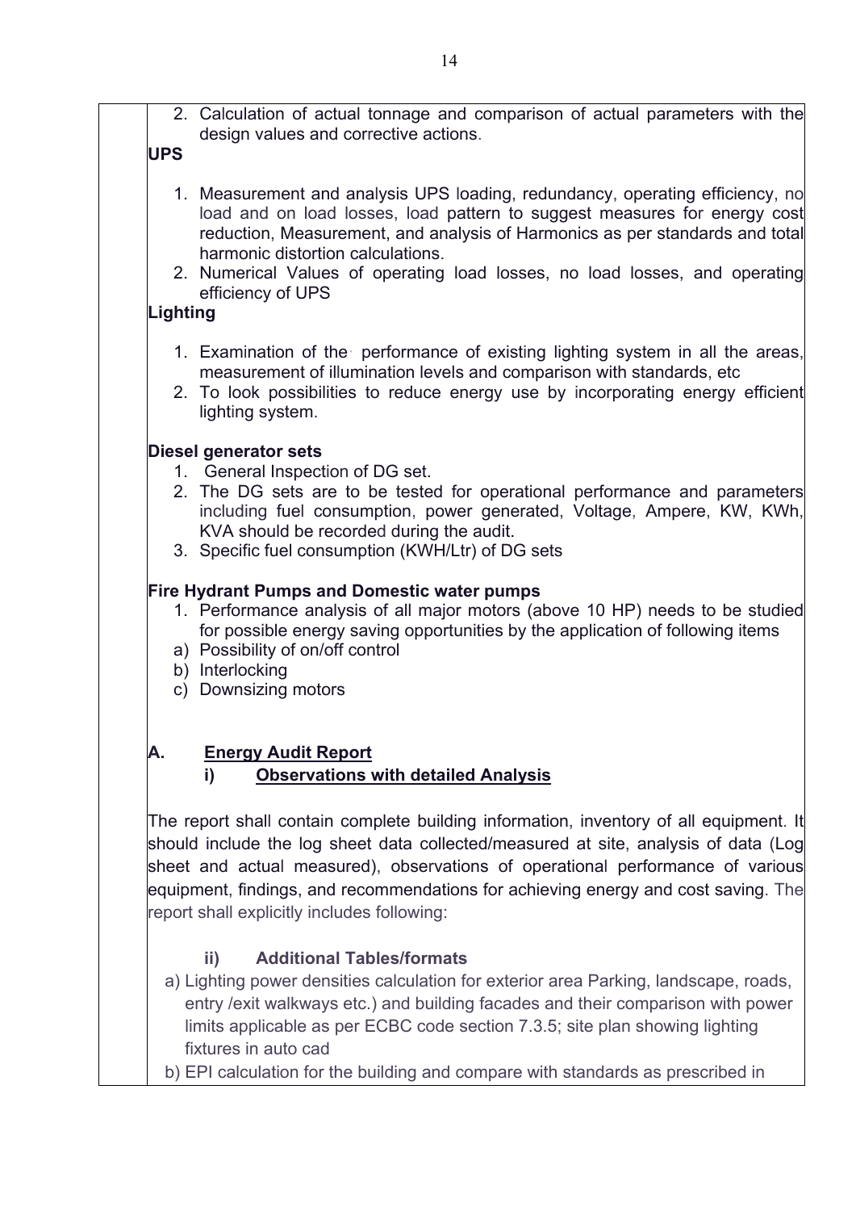2. Calculation of actual tonnage and comparison of actual parameters with the design values and corrective actions.

**UPS**

1. Measurement and analysis UPS loading, redundancy, operating efficiency, no load and on load losses, load pattern to suggest measures for energy cost reduction, Measurement, and analysis of Harmonics as per standards and total harmonic distortion calculations.
2. Numerical Values of operating load losses, no load losses, and operating efficiency of UPS

**Lighting**

1. Examination of the performance of existing lighting system in all the areas, measurement of illumination levels and comparison with standards, etc
2. To look possibilities to reduce energy use by incorporating energy efficient lighting system.

**Diesel generator sets**

1. General Inspection of DG set.
2. The DG sets are to be tested for operational performance and parameters including fuel consumption, power generated, Voltage, Ampere, KW, KWh, KVA should be recorded during the audit.
3. Specific fuel consumption (KWH/Ltr) of DG sets

**Fire Hydrant Pumps and Domestic water pumps**

1. Performance analysis of all major motors (above 10 HP) needs to be studied for possible energy saving opportunities by the application of following items

a) Possibility of on/off control
b) Interlocking
c) Downsizing motors

**A. <u>Energy Audit Report</u>**

**i) <u>Observations with detailed Analysis</u>**

The report shall contain complete building information, inventory of all equipment. It should include the log sheet data collected/measured at site, analysis of data (Log sheet and actual measured), observations of operational performance of various equipment, findings, and recommendations for achieving energy and cost saving. The report shall explicitly includes following:

**ii) Additional Tables/formats**

a) Lighting power densities calculation for exterior area Parking, landscape, roads, entry /exit walkways etc.) and building facades and their comparison with power limits applicable as per ECBC code section 7.3.5; site plan showing lighting fixtures in auto cad
b) EPI calculation for the building and compare with standards as prescribed in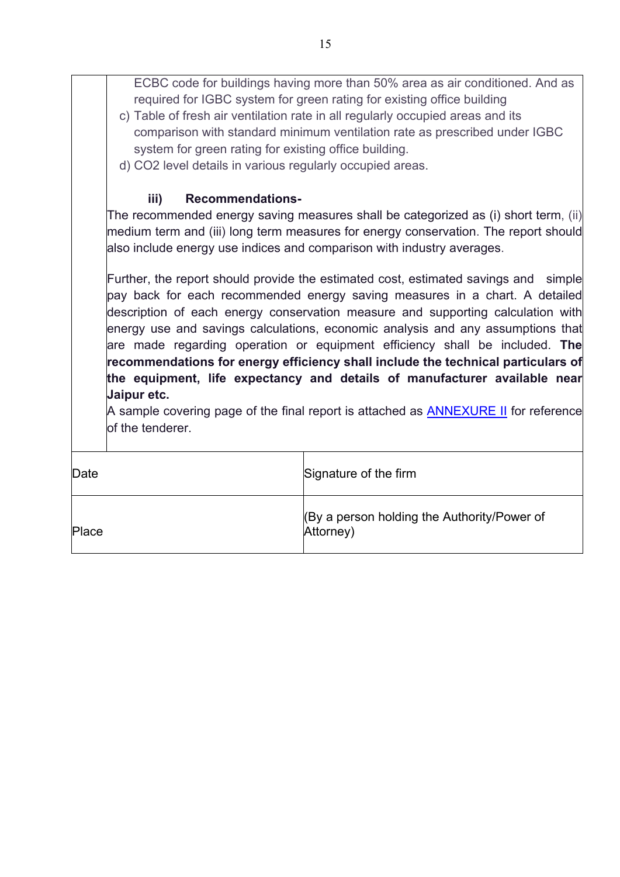ECBC code for buildings having more than 50% area as air conditioned. And as required for IGBC system for green rating for existing office building

c) Table of fresh air ventilation rate in all regularly occupied areas and its comparison with standard minimum ventilation rate as prescribed under IGBC system for green rating for existing office building.

d) $CO_2$ level details in various regularly occupied areas.

**iii) Recommendations-**

The recommended energy saving measures shall be categorized as (i) short term, (ii) medium term and (iii) long term measures for energy conservation. The report should also include energy use indices and comparison with industry averages.

Further, the report should provide the estimated cost, estimated savings and simple pay back for each recommended energy saving measures in a chart. A detailed description of each energy conservation measure and supporting calculation with energy use and savings calculations, economic analysis and any assumptions that are made regarding operation or equipment efficiency shall be included. **The recommendations for energy efficiency shall include the technical particulars of the equipment, life expectancy and details of manufacturer available near Jaipur etc.**

A sample covering page of the final report is attached as ANNEXURE II for reference of the tenderer.

| Date | Signature of the firm |
|---|---|
| Place | (By a person holding the Authority/Power of Attorney) |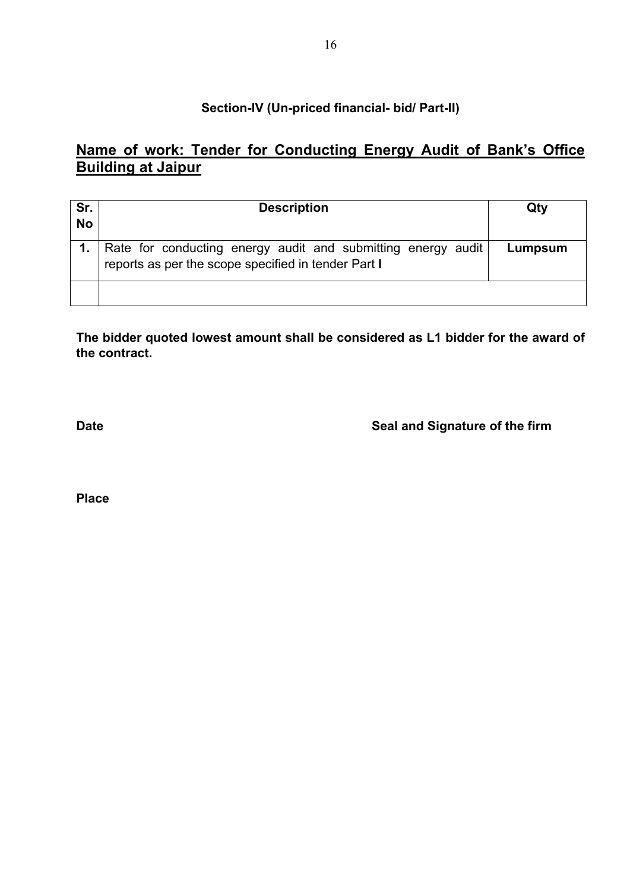**Section-IV (Un-priced financial- bid/ Part-II)**

## Name of work: Tender for Conducting Energy Audit of Bank's Office Building at Jaipur

| Sr. No | Description | Qty |
|---|---|---|
| **1.** | Rate for conducting energy audit and submitting energy audit reports as per the scope specified in tender Part **I** | **Lumpsum** |
| | | |

**The bidder quoted lowest amount shall be considered as L1 bidder for the award of the contract.**

**Date** **Seal and Signature of the firm**

**Place**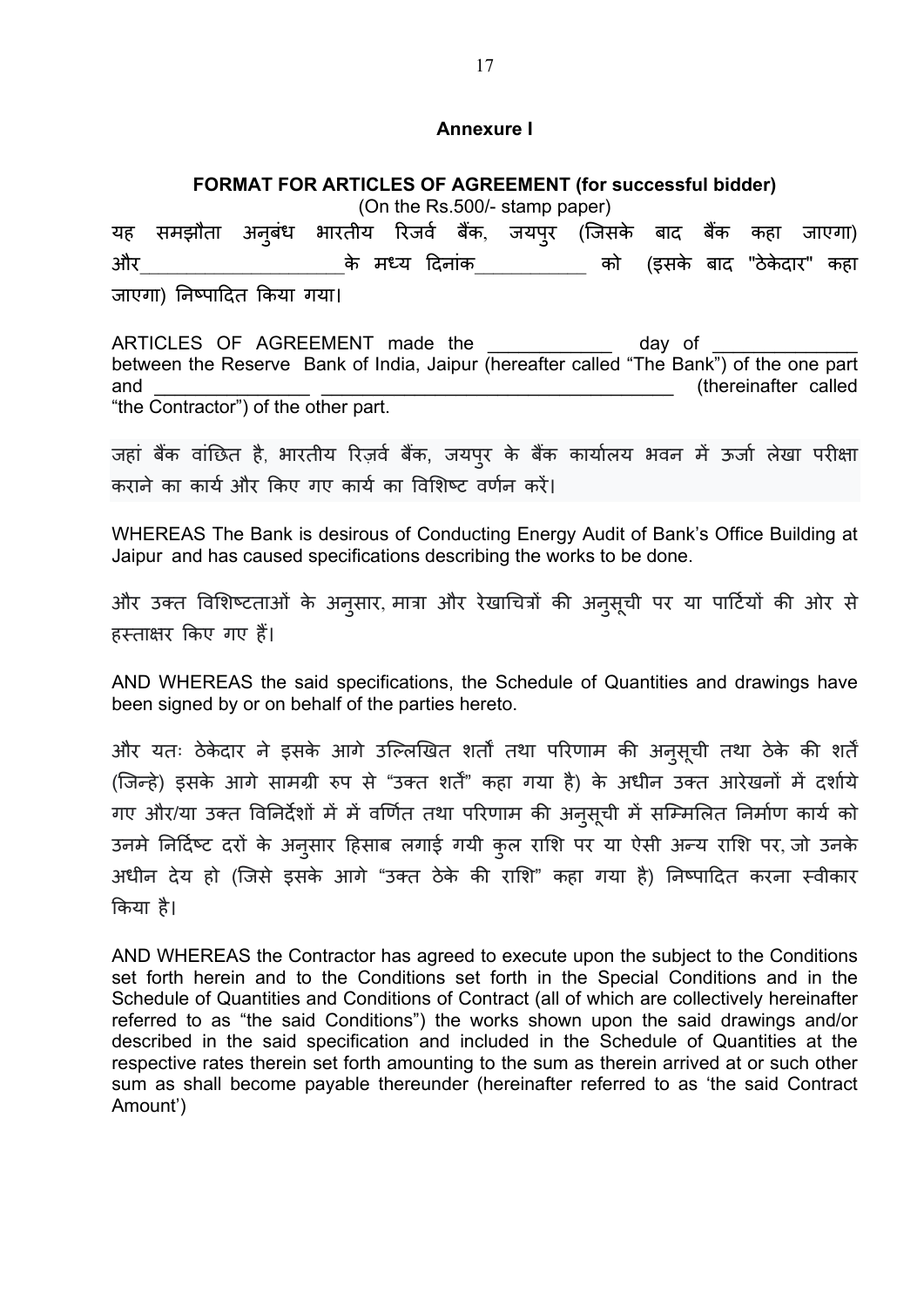## Annexure I

### FORMAT FOR ARTICLES OF AGREEMENT (for successful bidder)

(On the Rs.500/- stamp paper)

यह समझौता अनुबंध भारतीय रिजर्व बैंक, जयपुर (जिसके बाद बैंक कहा जाएगा) और\_\_\_\_\_\_\_\_\_\_\_\_\_\_\_\_\_\_\_\_के मध्य दिनांक\_\_\_\_\_\_\_\_\_\_\_ को (इसके बाद "ठेकेदार" कहा जाएगा) निष्पादित किया गया।

ARTICLES OF AGREEMENT made the \_\_\_\_\_\_\_\_\_\_\_\_ day of \_\_\_\_\_\_\_\_\_\_\_\_\_\_ between the Reserve Bank of India, Jaipur (hereafter called "The Bank") of the one part and \_\_\_\_\_\_\_\_\_\_\_\_\_\_\_ \_\_\_\_\_\_\_\_\_\_\_\_\_\_\_\_\_\_\_\_\_\_\_\_\_\_\_\_\_\_\_\_\_\_ (thereinafter called "the Contractor") of the other part.

जहां बैंक वांछित है, भारतीय रिज़र्व बैंक, जयपुर के बैंक कार्यालय भवन में ऊर्जा लेखा परीक्षा कराने का कार्य और किए गए कार्य का विशिष्ट वर्णन करें।

WHEREAS The Bank is desirous of Conducting Energy Audit of Bank's Office Building at Jaipur and has caused specifications describing the works to be done.

और उक्त विशिष्टताओं के अनुसार, मात्रा और रेखाचित्रों की अनुसूची पर या पार्टियों की ओर से हस्ताक्षर किए गए हैं।

AND WHEREAS the said specifications, the Schedule of Quantities and drawings have been signed by or on behalf of the parties hereto.

और यतः ठेकेदार ने इसके आगे उल्लिखित शर्तों तथा परिणाम की अनुसूची तथा ठेके की शर्तें (जिन्हे) इसके आगे सामग्री रुप से "उक्त शर्तें" कहा गया है) के अधीन उक्त आरेखनों में दर्शाये गए और/या उक्त विनिर्देशों में में वर्णित तथा परिणाम की अनुसूची में सम्मिलित निर्माण कार्य को उनमे निर्दिष्ट दरों के अनुसार हिसाब लगाई गयी कुल राशि पर या ऐसी अन्य राशि पर, जो उनके अधीन देय हो (जिसे इसके आगे "उक्त ठेके की राशि" कहा गया है) निष्पादित करना स्वीकार किया है।

AND WHEREAS the Contractor has agreed to execute upon the subject to the Conditions set forth herein and to the Conditions set forth in the Special Conditions and in the Schedule of Quantities and Conditions of Contract (all of which are collectively hereinafter referred to as "the said Conditions") the works shown upon the said drawings and/or described in the said specification and included in the Schedule of Quantities at the respective rates therein set forth amounting to the sum as therein arrived at or such other sum as shall become payable thereunder (hereinafter referred to as 'the said Contract Amount')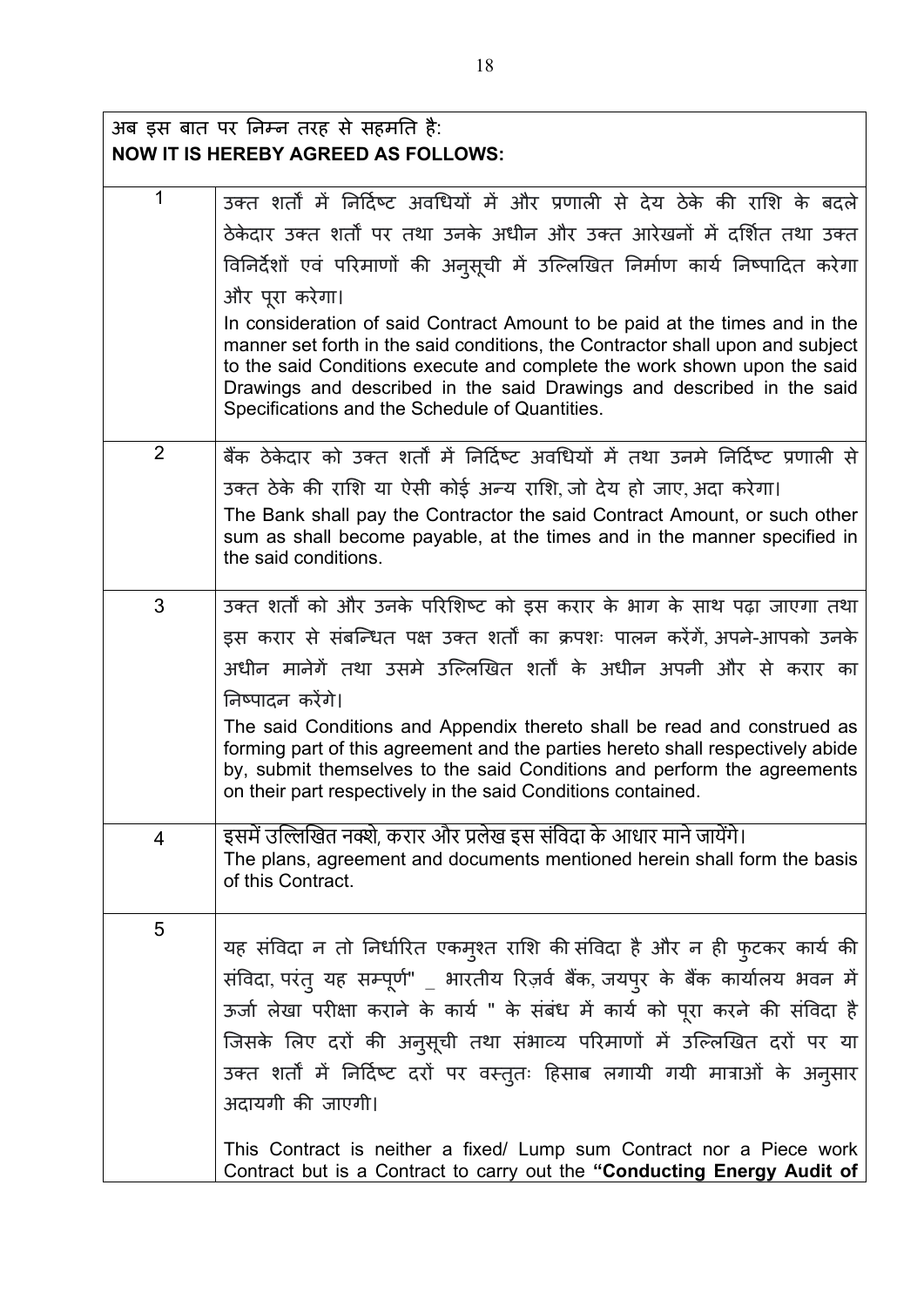| अब इस बात पर निम्न तरह से सहमति है:<br>**NOW IT IS HEREBY AGREED AS FOLLOWS:** | |
|---|---|
| 1 | उक्त शर्तों में निर्दिष्ट अवधियों में और प्रणाली से देय ठेके की राशि के बदले ठेकेदार उक्त शर्तों पर तथा उनके अधीन और उक्त आरेखनों में दर्शित तथा उक्त विनिर्देशों एवं परिमाणों की अनुसूची में उल्लिखित निर्माण कार्य निष्पादित करेगा और पूरा करेगा।<br>In consideration of said Contract Amount to be paid at the times and in the manner set forth in the said conditions, the Contractor shall upon and subject to the said Conditions execute and complete the work shown upon the said Drawings and described in the said Drawings and described in the said Specifications and the Schedule of Quantities. |
| 2 | बैंक ठेकेदार को उक्त शर्तों में निर्दिष्ट अवधियों में तथा उनमे निर्दिष्ट प्रणाली से उक्त ठेके की राशि या ऐसी कोई अन्य राशि, जो देय हो जाए, अदा करेगा।<br>The Bank shall pay the Contractor the said Contract Amount, or such other sum as shall become payable, at the times and in the manner specified in the said conditions. |
| 3 | उक्त शर्तों को और उनके परिशिष्ट को इस करार के भाग के साथ पढ़ा जाएगा तथा इस करार से संबन्धित पक्ष उक्त शर्तों का क्रपशः पालन करेंगें, अपने-आपको उनके अधीन मानेगें तथा उसमे उल्लिखित शर्तों के अधीन अपनी और से करार का निष्पादन करेंगे।<br>The said Conditions and Appendix thereto shall be read and construed as forming part of this agreement and the parties hereto shall respectively abide by, submit themselves to the said Conditions and perform the agreements on their part respectively in the said Conditions contained. |
| 4 | इसमें उल्लिखित नक्शे, करार और प्रलेख इस संविदा के आधार माने जायेंगे।<br>The plans, agreement and documents mentioned herein shall form the basis of this Contract. |
| 5 | यह संविदा न तो निर्धारित एकमुश्त राशि की संविदा है और न ही फुटकर कार्य की संविदा, परंतु यह सम्पूर्ण" _ भारतीय रिज़र्व बैंक, जयपुर के बैंक कार्यालय भवन में ऊर्जा लेखा परीक्षा कराने के कार्य " के संबंध में कार्य को पूरा करने की संविदा है जिसके लिए दरों की अनुसूची तथा संभाव्य परिमाणों में उल्लिखित दरों पर या उक्त शर्तों में निर्दिष्ट दरों पर वस्तुतः हिसाब लगायी गयी मात्राओं के अनुसार अदायगी की जाएगी।<br><br>This Contract is neither a fixed/ Lump sum Contract nor a Piece work Contract but is a Contract to carry out the **"Conducting Energy Audit of** |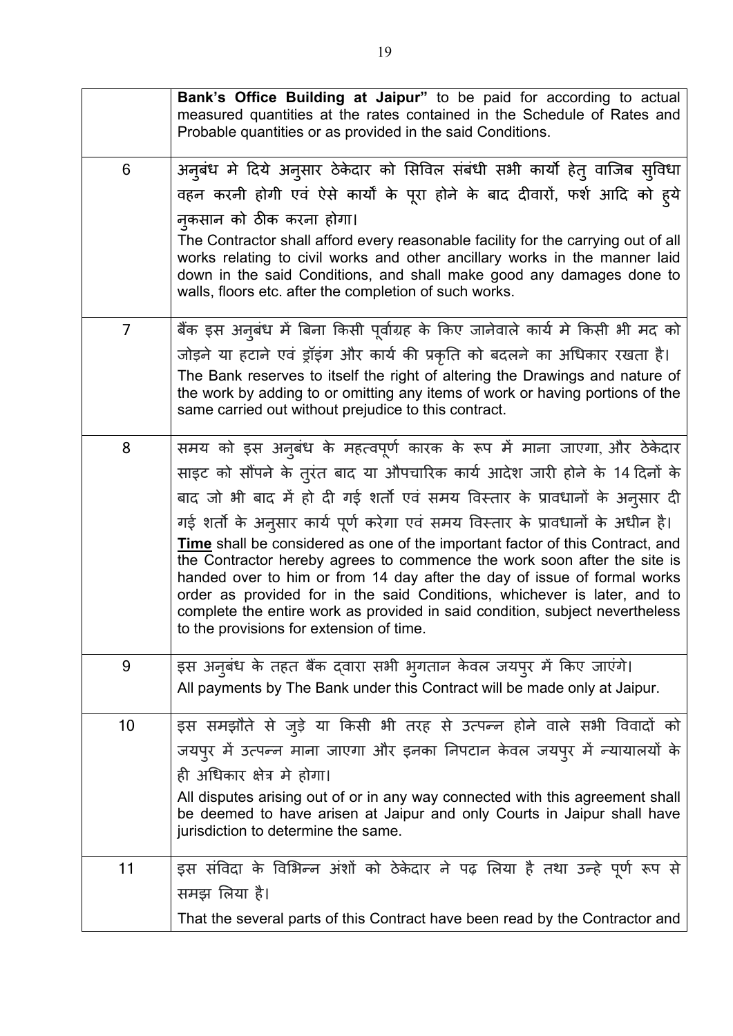|  |  |
|---|---|
|  | **Bank's Office Building at Jaipur"** to be paid for according to actual measured quantities at the rates contained in the Schedule of Rates and Probable quantities or as provided in the said Conditions. |
| 6 | अनुबंध मे दिये अनुसार ठेकेदार को सिविल संबंधी सभी कार्यो हेतु वाजिब सुविधा वहन करनी होगी एवं ऐसे कार्यो के पूरा होने के बाद दीवारों, फर्श आदि को हुये नुकसान को ठीक करना होगा।<br>The Contractor shall afford every reasonable facility for the carrying out of all works relating to civil works and other ancillary works in the manner laid down in the said Conditions, and shall make good any damages done to walls, floors etc. after the completion of such works. |
| 7 | बैंक इस अनुबंध में बिना किसी पूर्वाग्रह के किए जानेवाले कार्य मे किसी भी मद को जोड़ने या हटाने एवं ड्रॉइंग और कार्य की प्रकृति को बदलने का अधिकार रखता है।<br>The Bank reserves to itself the right of altering the Drawings and nature of the work by adding to or omitting any items of work or having portions of the same carried out without prejudice to this contract. |
| 8 | समय को इस अनुबंध के महत्वपूर्ण कारक के रूप में माना जाएगा, और ठेकेदार साइट को सौंपने के तुरंत बाद या औपचारिक कार्य आदेश जारी होने के 14 दिनों के बाद जो भी बाद में हो दी गई शर्तो एवं समय विस्तार के प्रावधानों के अनुसार दी गई शर्तो के अनुसार कार्य पूर्ण करेगा एवं समय विस्तार के प्रावधानों के अधीन है।<br>**<u>Time</u>** shall be considered as one of the important factor of this Contract, and the Contractor hereby agrees to commence the work soon after the site is handed over to him or from 14 day after the day of issue of formal works order as provided for in the said Conditions, whichever is later, and to complete the entire work as provided in said condition, subject nevertheless to the provisions for extension of time. |
| 9 | इस अनुबंध के तहत बैंक द्वारा सभी भुगतान केवल जयपुर में किए जाएंगे।<br>All payments by The Bank under this Contract will be made only at Jaipur. |
| 10 | इस समझौते से जुड़े या किसी भी तरह से उत्पन्न होने वाले सभी विवादों को जयपुर में उत्पन्न माना जाएगा और इनका निपटान केवल जयपुर में न्यायालयों के ही अधिकार क्षेत्र मे होगा।<br>All disputes arising out of or in any way connected with this agreement shall be deemed to have arisen at Jaipur and only Courts in Jaipur shall have jurisdiction to determine the same. |
| 11 | इस संविदा के विभिन्न अंशों को ठेकेदार ने पढ़ लिया है तथा उन्हे पूर्ण रूप से समझ लिया है।<br>That the several parts of this Contract have been read by the Contractor and |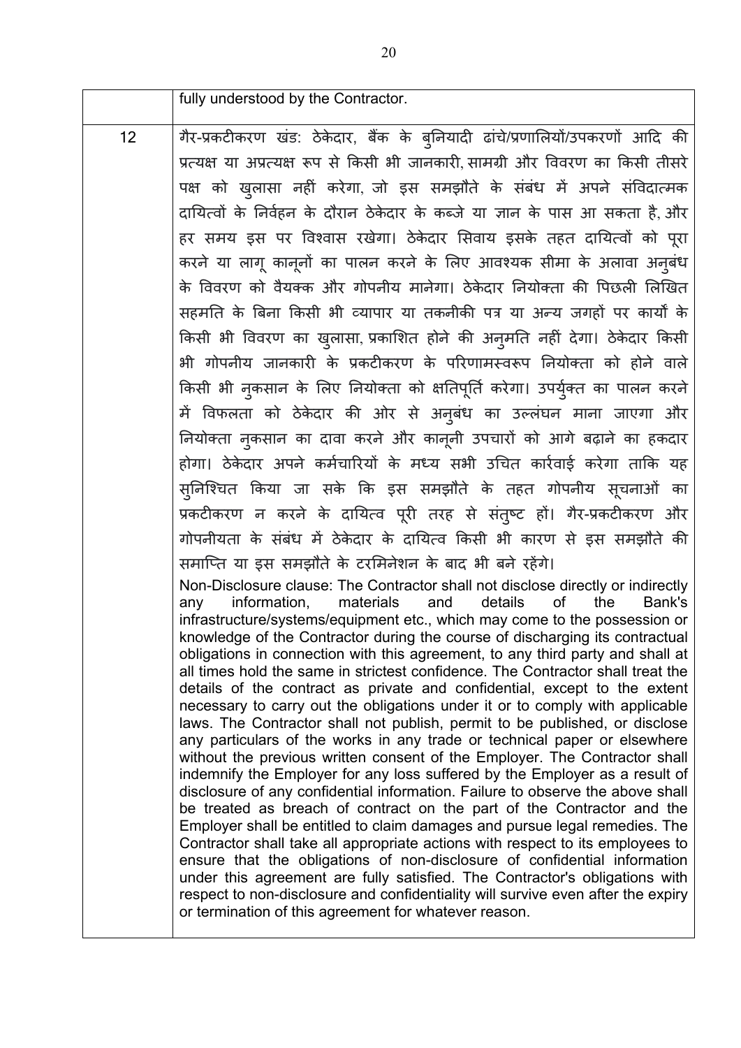|  | fully understood by the Contractor. |
|---|---|
| 12 | गैर-प्रकटीकरण खंड: ठेकेदार, बैंक के बुनियादी ढांचे/प्रणालियों/उपकरणों आदि की प्रत्यक्ष या अप्रत्यक्ष रूप से किसी भी जानकारी, सामग्री और विवरण का किसी तीसरे पक्ष को खुलासा नहीं करेगा, जो इस समझौते के संबंध में अपने संविदात्मक दायित्वों के निर्वहन के दौरान ठेकेदार के कब्जे या ज्ञान के पास आ सकता है, और हर समय इस पर विश्वास रखेगा। ठेकेदार सिवाय इसके तहत दायित्वों को पूरा करने या लागू कानूनों का पालन करने के लिए आवश्यक सीमा के अलावा अनुबंध के विवरण को वैयक्क और गोपनीय मानेगा। ठेकेदार नियोक्ता की पिछली लिखित सहमति के बिना किसी भी व्यापार या तकनीकी पत्र या अन्य जगहों पर कार्यों के किसी भी विवरण का खुलासा, प्रकाशित होने की अनुमति नहीं देगा। ठेकेदार किसी भी गोपनीय जानकारी के प्रकटीकरण के परिणामस्वरूप नियोक्ता को होने वाले किसी भी नुकसान के लिए नियोक्ता को क्षतिपूर्ति करेगा। उपर्युक्त का पालन करने में विफलता को ठेकेदार की ओर से अनुबंध का उल्लंघन माना जाएगा और नियोक्ता नुकसान का दावा करने और कानूनी उपचारों को आगे बढ़ाने का हकदार होगा। ठेकेदार अपने कर्मचारियों के मध्य सभी उचित कार्रवाई करेगा ताकि यह सुनिश्चित किया जा सके कि इस समझौते के तहत गोपनीय सूचनाओं का प्रकटीकरण न करने के दायित्व पूरी तरह से संतुष्ट हों। गैर-प्रकटीकरण और गोपनीयता के संबंध में ठेकेदार के दायित्व किसी भी कारण से इस समझौते की समाप्ति या इस समझौते के टरमिनेशन के बाद भी बने रहेंगे।<br><br>Non-Disclosure clause: The Contractor shall not disclose directly or indirectly any information, materials and details of the Bank's infrastructure/systems/equipment etc., which may come to the possession or knowledge of the Contractor during the course of discharging its contractual obligations in connection with this agreement, to any third party and shall at all times hold the same in strictest confidence. The Contractor shall treat the details of the contract as private and confidential, except to the extent necessary to carry out the obligations under it or to comply with applicable laws. The Contractor shall not publish, permit to be published, or disclose any particulars of the works in any trade or technical paper or elsewhere without the previous written consent of the Employer. The Contractor shall indemnify the Employer for any loss suffered by the Employer as a result of disclosure of any confidential information. Failure to observe the above shall be treated as breach of contract on the part of the Contractor and the Employer shall be entitled to claim damages and pursue legal remedies. The Contractor shall take all appropriate actions with respect to its employees to ensure that the obligations of non-disclosure of confidential information under this agreement are fully satisfied. The Contractor's obligations with respect to non-disclosure and confidentiality will survive even after the expiry or termination of this agreement for whatever reason. |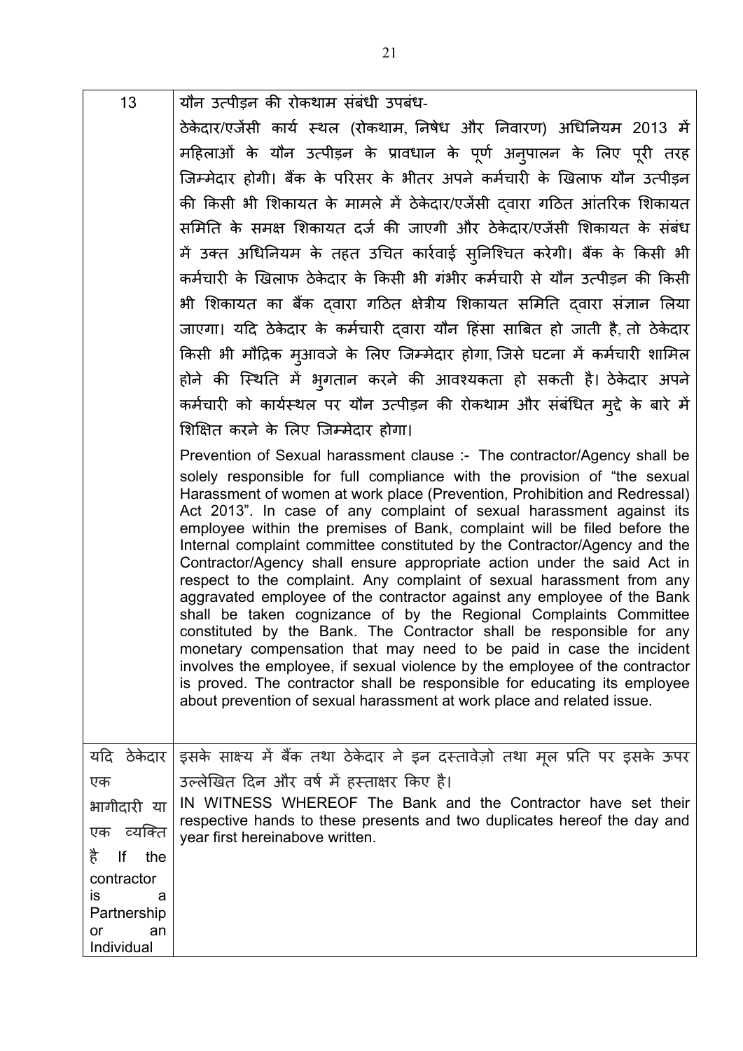| 13 | यौन उत्पीड़न की रोकथाम संबंधी उपबंध-<br>ठेकेदार/एजेंसी कार्य स्थल (रोकथाम, निषेध और निवारण) अधिनियम 2013 में महिलाओं के यौन उत्पीड़न के प्रावधान के पूर्ण अनुपालन के लिए पूरी तरह जिम्मेदार होगी। बैंक के परिसर के भीतर अपने कर्मचारी के खिलाफ यौन उत्पीड़न की किसी भी शिकायत के मामले में ठेकेदार/एजेंसी द्वारा गठित आंतरिक शिकायत समिति के समक्ष शिकायत दर्ज की जाएगी और ठेकेदार/एजेंसी शिकायत के संबंध में उक्त अधिनियम के तहत उचित कार्रवाई सुनिश्चित करेगी। बैंक के किसी भी कर्मचारी के खिलाफ ठेकेदार के किसी भी गंभीर कर्मचारी से यौन उत्पीड़न की किसी भी शिकायत का बैंक द्वारा गठित क्षेत्रीय शिकायत समिति द्वारा संज्ञान लिया जाएगा। यदि ठेकेदार के कर्मचारी द्वारा यौन हिंसा साबित हो जाती है, तो ठेकेदार किसी भी मौद्रिक मुआवजे के लिए जिम्मेदार होगा, जिसे घटना में कर्मचारी शामिल होने की स्थिति में भुगतान करने की आवश्यकता हो सकती है। ठेकेदार अपने कर्मचारी को कार्यस्थल पर यौन उत्पीड़न की रोकथाम और संबंधित मुद्दे के बारे में शिक्षित करने के लिए जिम्मेदार होगा।<br><br>Prevention of Sexual harassment clause :- The contractor/Agency shall be solely responsible for full compliance with the provision of "the sexual Harassment of women at work place (Prevention, Prohibition and Redressal) Act 2013". In case of any complaint of sexual harassment against its employee within the premises of Bank, complaint will be filed before the Internal complaint committee constituted by the Contractor/Agency and the Contractor/Agency shall ensure appropriate action under the said Act in respect to the complaint. Any complaint of sexual harassment from any aggravated employee of the contractor against any employee of the Bank shall be taken cognizance of by the Regional Complaints Committee constituted by the Bank. The Contractor shall be responsible for any monetary compensation that may need to be paid in case the incident involves the employee, if sexual violence by the employee of the contractor is proved. The contractor shall be responsible for educating its employee about prevention of sexual harassment at work place and related issue. |
|---|---|
| यदि ठेकेदार एक भागीदारी या एक व्यक्ति है If the contractor is a Partnership or an Individual | इसके साक्ष्य में बैंक तथा ठेकेदार ने इन दस्तावेज़ो तथा मूल प्रति पर इसके ऊपर उल्लेखित दिन और वर्ष में हस्ताक्षर किए है।<br>IN WITNESS WHEREOF The Bank and the Contractor have set their respective hands to these presents and two duplicates hereof the day and year first hereinabove written. |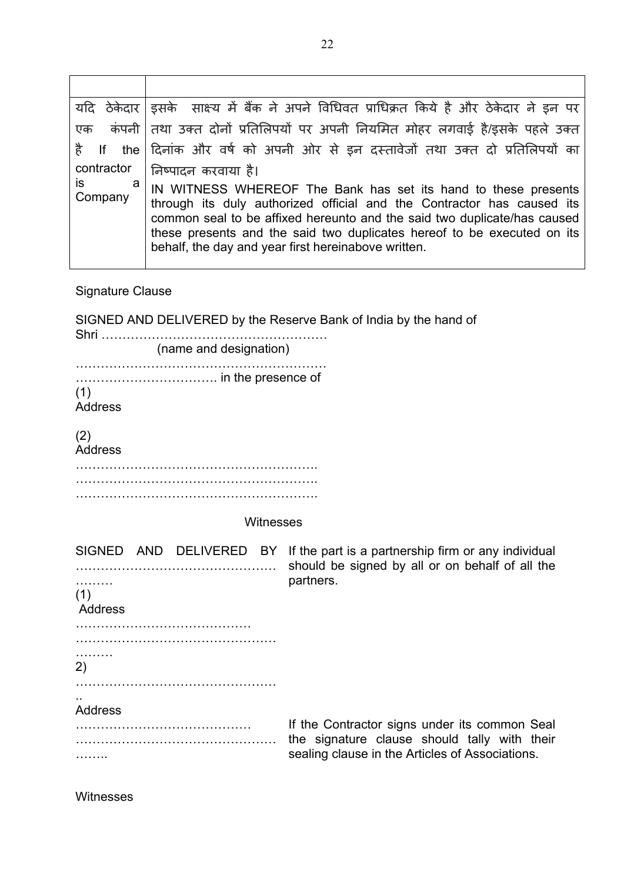| | |
|---|---|
| यदि ठेकेदार एक कंपनी है If the contractor is a Company | इसके साक्ष्य में बैंक ने अपने विधिवत प्राधिक्रत किये है और ठेकेदार ने इन पर तथा उक्त दोनों प्रतिलिपयों पर अपनी नियमित मोहर लगवाई है/इसके पहले उक्त दिनांक और वर्ष को अपनी ओर से इन दस्तावेजों तथा उक्त दो प्रतिलिपयों का निष्पादन करवाया है। IN WITNESS WHEREOF The Bank has set its hand to these presents through its duly authorized official and the Contractor has caused its common seal to be affixed hereunto and the said two duplicate/has caused these presents and the said two duplicates hereof to be executed on its behalf, the day and year first hereinabove written. |

Signature Clause

SIGNED AND DELIVERED by the Reserve Bank of India by the hand of Shri ………………………………………………
(name and designation)
……………………………………………………
……………………………. in the presence of
(1)
Address

(2)
Address
………………………………………………….
………………………………………………….
………………………………………………….

Witnesses

SIGNED AND DELIVERED BY …………………………………………………
(1)
Address
……………………………………
……………………………………………………
2)
…………………………………………..
Address
……………………………………
……………………………………………..

If the part is a partnership firm or any individual should be signed by all or on behalf of all the partners.

If the Contractor signs under its common Seal the signature clause should tally with their sealing clause in the Articles of Associations.

Witnesses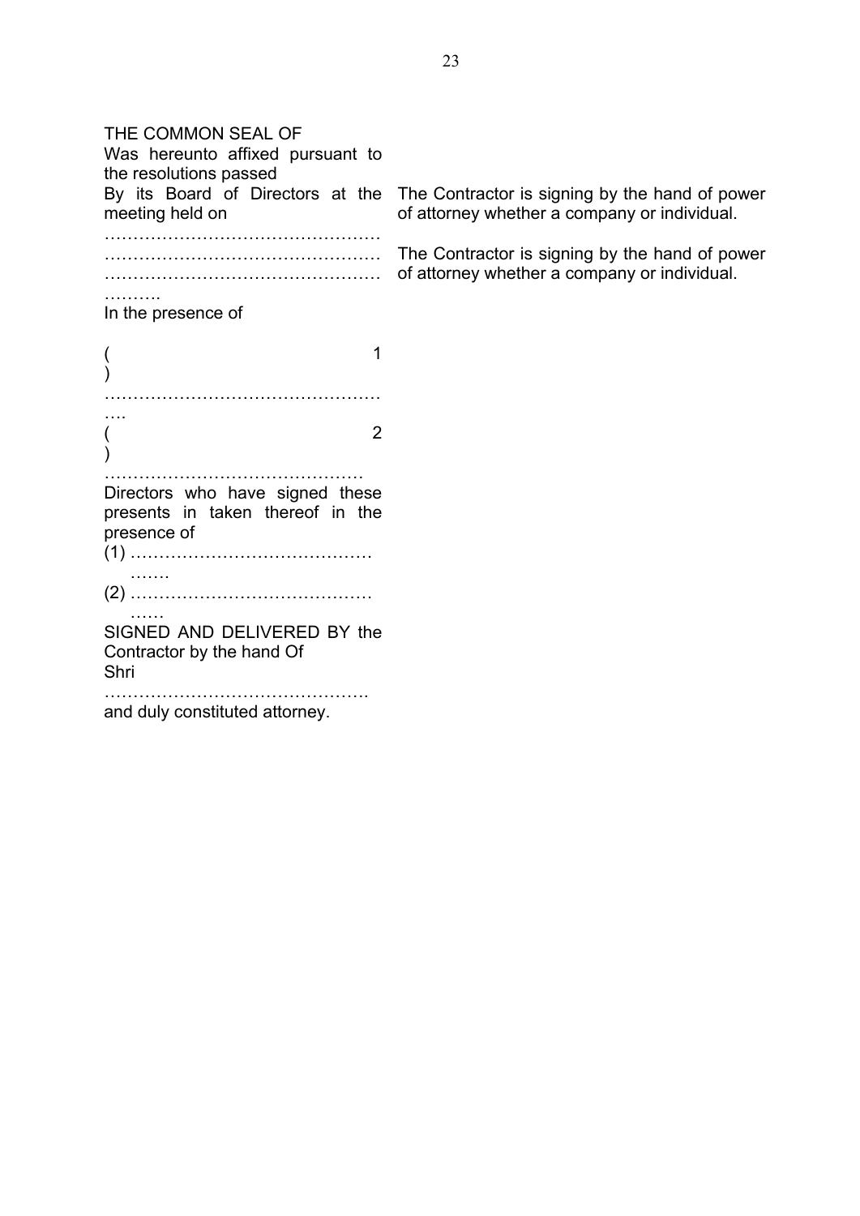THE COMMON SEAL OF
Was hereunto affixed pursuant to the resolutions passed
By its Board of Directors at the meeting held on
…………………………………………
…………………………………………
…………………………………………
……….
In the presence of

(1)
…………………………………………
….
(2)
………………………………………
Directors who have signed these presents in taken thereof in the presence of
(1) ……………………………………
…….
(2) ……………………………………
……
SIGNED AND DELIVERED BY the Contractor by the hand Of
Shri
……………………………………….
and duly constituted attorney.

The Contractor is signing by the hand of power of attorney whether a company or individual.

The Contractor is signing by the hand of power of attorney whether a company or individual.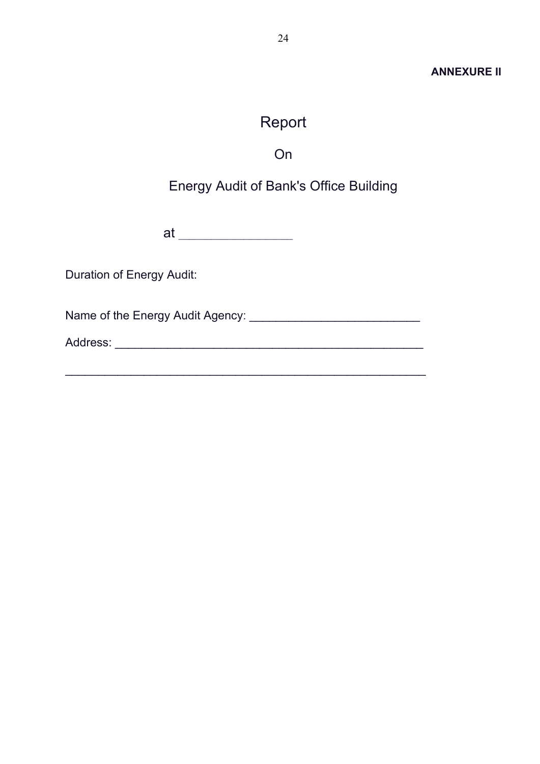**ANNEXURE II**

# Report

## On

## Energy Audit of Bank's Office Building

at ________________

Duration of Energy Audit:

Name of the Energy Audit Agency: __________________________

Address: ________________________________________________

________________________________________________________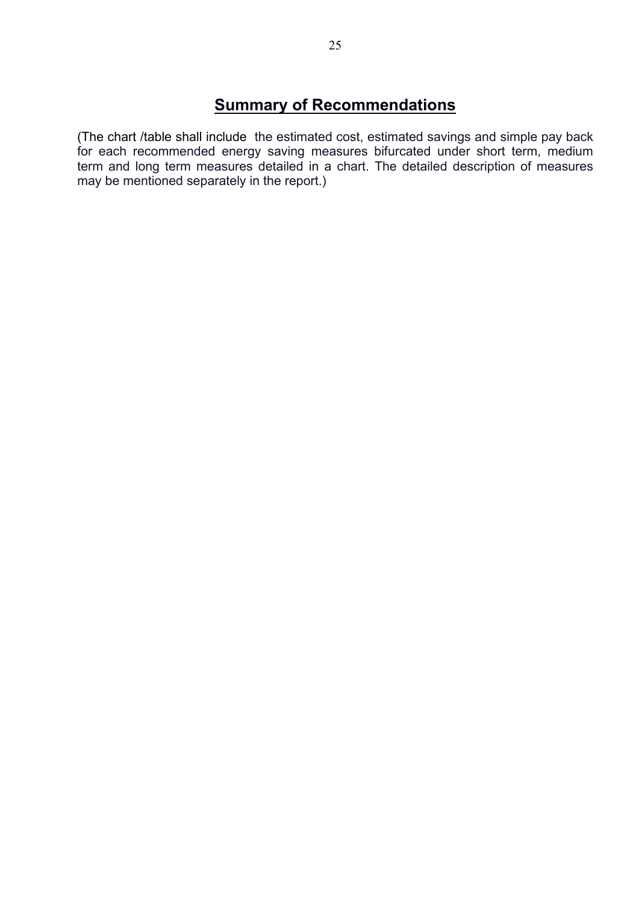## Summary of Recommendations

(The chart /table shall include the estimated cost, estimated savings and simple pay back for each recommended energy saving measures bifurcated under short term, medium term and long term measures detailed in a chart. The detailed description of measures may be mentioned separately in the report.)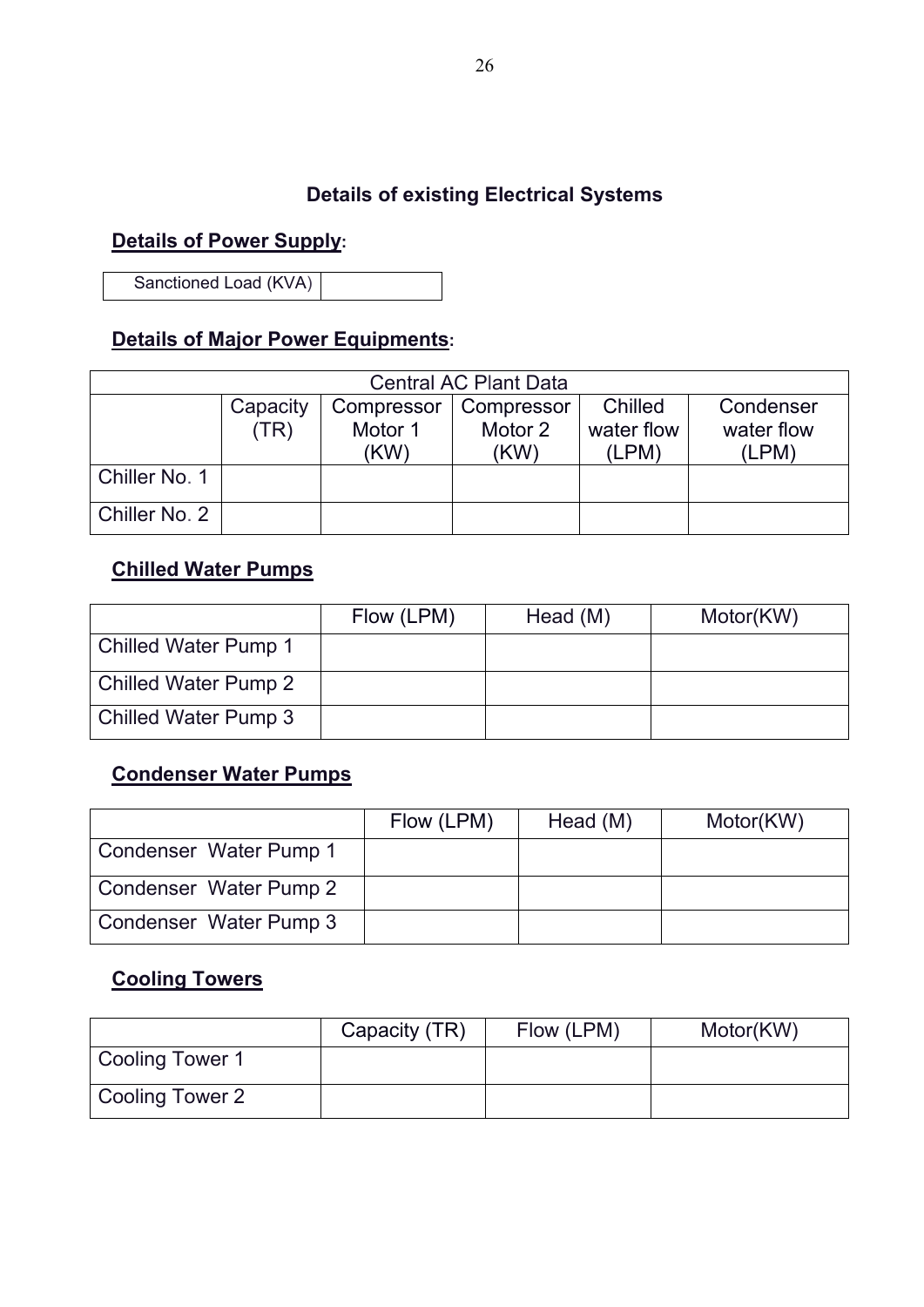## Details of existing Electrical Systems

### Details of Power Supply:

| Sanctioned Load (KVA) | |
|---|---|

### Details of Major Power Equipments:

| Central AC Plant Data | | | | | |
|---|---|---|---|---|---|
| | Capacity (TR) | Compressor Motor 1 (KW) | Compressor Motor 2 (KW) | Chilled water flow (LPM) | Condenser water flow (LPM) |
| Chiller No. 1 | | | | | |
| Chiller No. 2 | | | | | |

### Chilled Water Pumps

| | Flow (LPM) | Head (M) | Motor(KW) |
|---|---|---|---|
| Chilled Water Pump 1 | | | |
| Chilled Water Pump 2 | | | |
| Chilled Water Pump 3 | | | |

### Condenser Water Pumps

| | Flow (LPM) | Head (M) | Motor(KW) |
|---|---|---|---|
| Condenser Water Pump 1 | | | |
| Condenser Water Pump 2 | | | |
| Condenser Water Pump 3 | | | |

### Cooling Towers

| | Capacity (TR) | Flow (LPM) | Motor(KW) |
|---|---|---|---|
| Cooling Tower 1 | | | |
| Cooling Tower 2 | | | |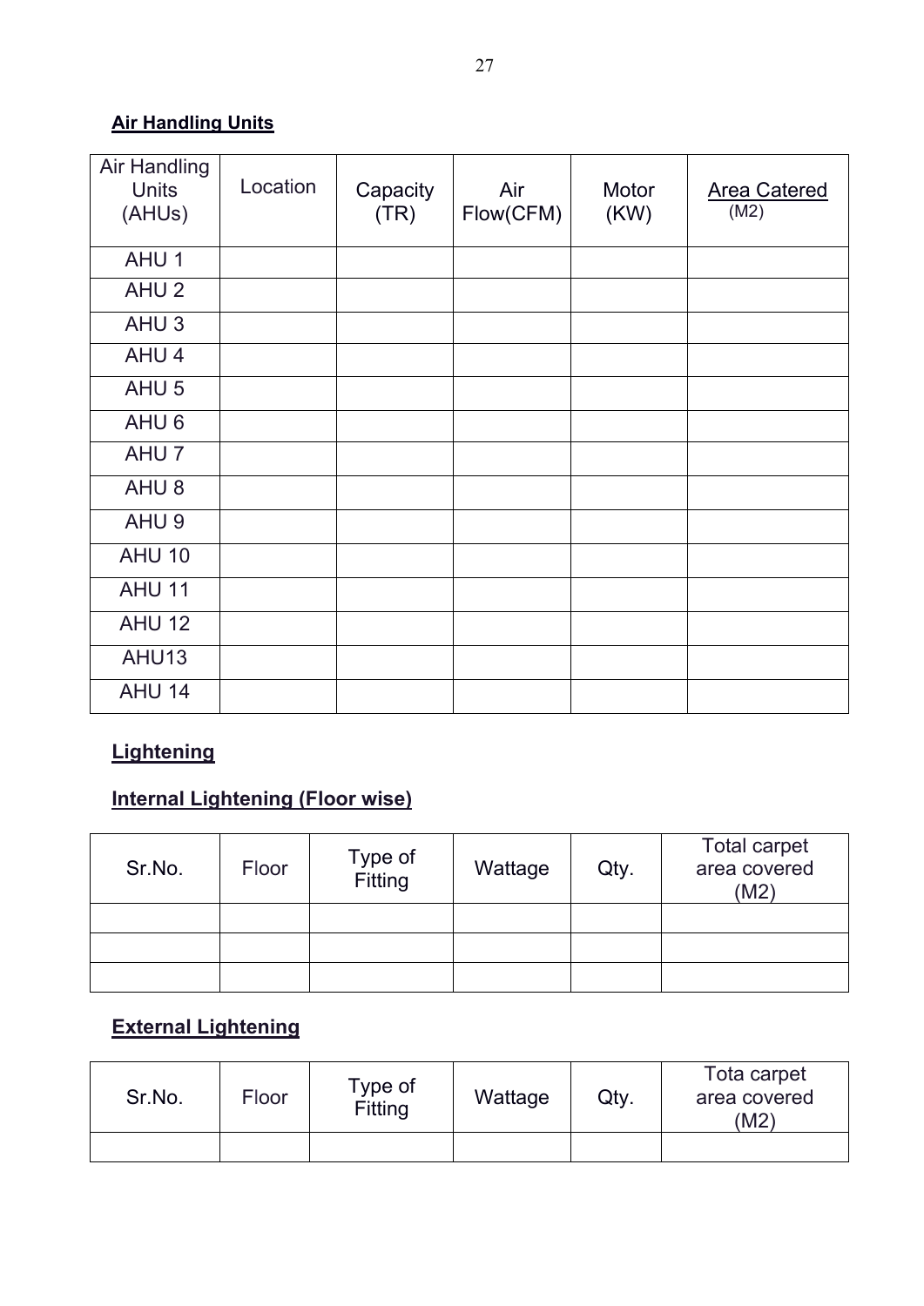**Air Handling Units**

| Air Handling Units (AHUs) | Location | Capacity (TR) | Air Flow(CFM) | Motor (KW) | Area Catered (M2) |
|---|---|---|---|---|---|
| AHU 1 | | | | | |
| AHU 2 | | | | | |
| AHU 3 | | | | | |
| AHU 4 | | | | | |
| AHU 5 | | | | | |
| AHU 6 | | | | | |
| AHU 7 | | | | | |
| AHU 8 | | | | | |
| AHU 9 | | | | | |
| AHU 10 | | | | | |
| AHU 11 | | | | | |
| AHU 12 | | | | | |
| AHU13 | | | | | |
| AHU 14 | | | | | |

**Lightening**

**Internal Lightening (Floor wise)**

| Sr.No. | Floor | Type of Fitting | Wattage | Qty. | Total carpet area covered (M2) |
|---|---|---|---|---|---|
| | | | | | |
| | | | | | |
| | | | | | |

**External Lightening**

| Sr.No. | Floor | Type of Fitting | Wattage | Qty. | Tota carpet area covered (M2) |
|---|---|---|---|---|---|
| | | | | | |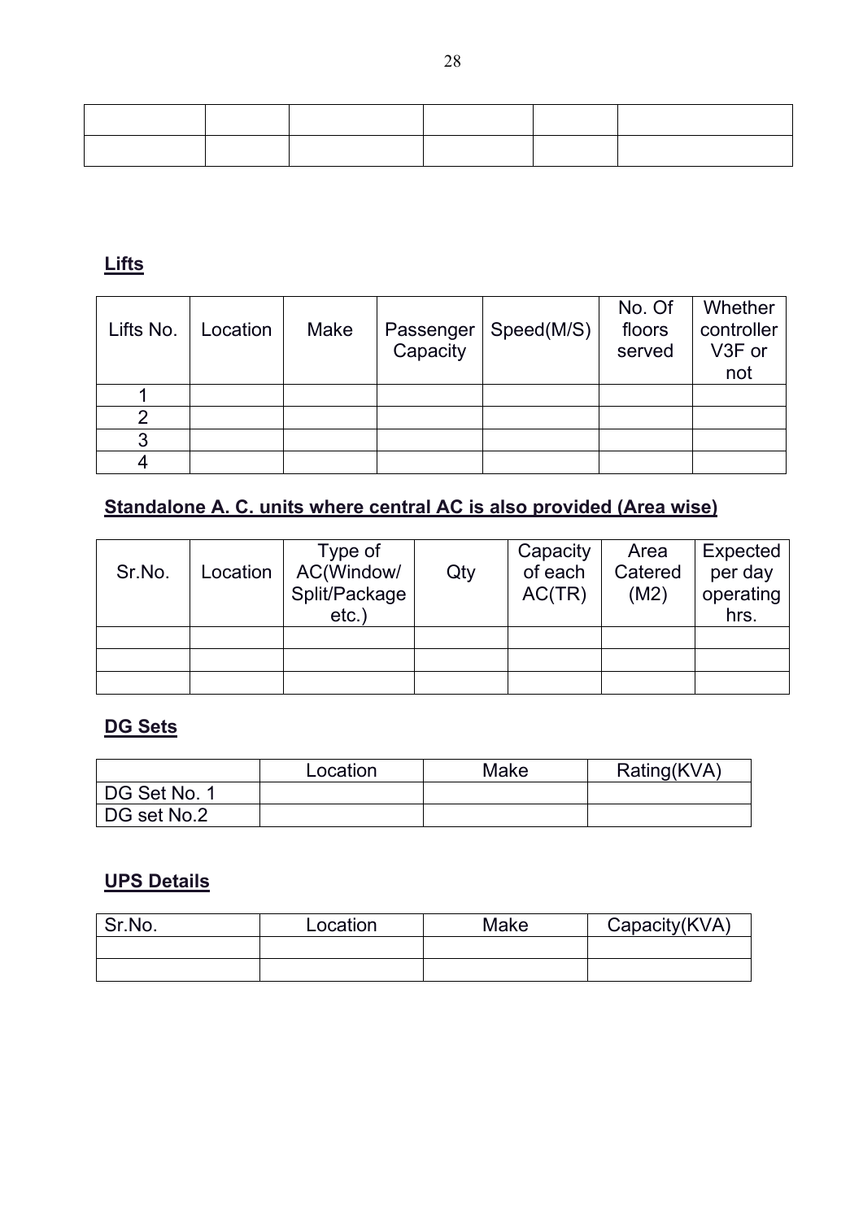| | | | | | |
|---|---|---|---|---|---|
| | | | | | |
| | | | | | |

**Lifts**

| Lifts No. | Location | Make | Passenger Capacity | Speed(M/S) | No. Of floors served | Whether controller V3F or not |
|---|---|---|---|---|---|---|
| 1 | | | | | | |
| 2 | | | | | | |
| 3 | | | | | | |
| 4 | | | | | | |

**Standalone A. C. units where central AC is also provided (Area wise)**

| Sr.No. | Location | Type of AC(Window/ Split/Package etc.) | Qty | Capacity of each AC(TR) | Area Catered (M2) | Expected per day operating hrs. |
|---|---|---|---|---|---|---|
| | | | | | | |
| | | | | | | |
| | | | | | | |

**DG Sets**

| | Location | Make | Rating(KVA) |
|---|---|---|---|
| DG Set No. 1 | | | |
| DG set No.2 | | | |

**UPS Details**

| Sr.No. | Location | Make | Capacity(KVA) |
|---|---|---|---|
| | | | |
| | | | |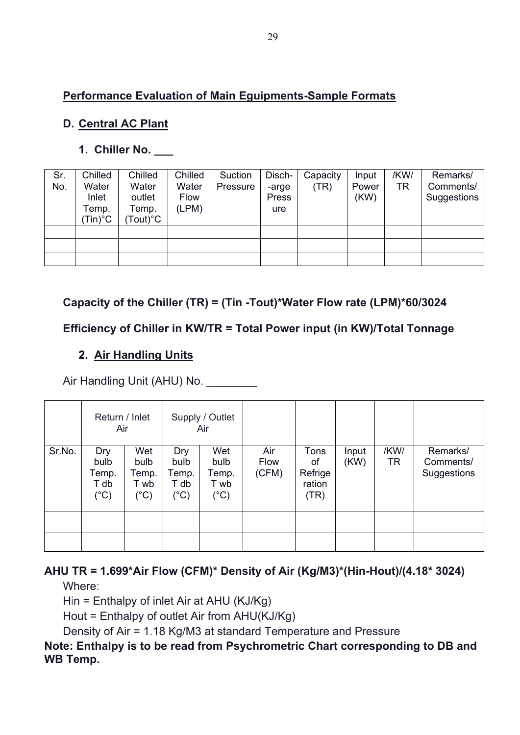## Performance Evaluation of Main Eguipments-Sample Formats

### D. Central AC Plant

#### 1. Chiller No. ___

| Sr. No. | Chilled Water Inlet Temp. (Tin)°C | Chilled Water outlet Temp. (Tout)°C | Chilled Water Flow (LPM) | Suction Pressure | Disch- -arge Press ure | Capacity (TR) | Input Power (KW) | /KW/ TR | Remarks/ Comments/ Suggestions |
|---|---|---|---|---|---|---|---|---|---|
| | | | | | | | | | |
| | | | | | | | | | |
| | | | | | | | | | |

**Capacity of the Chiller (TR) = (Tin -Tout)*Water Flow rate (LPM)*60/3024**

**Efficiency of Chiller in KW/TR = Total Power input (in KW)/Total Tonnage**

#### 2. Air Handling Units

Air Handling Unit (AHU) No. ________

| | Return / Inlet Air | | Supply / Outlet Air | | | | | | |
|---|---|---|---|---|---|---|---|---|---|
| Sr.No. | Dry bulb Temp. T db (°C) | Wet bulb Temp. T wb (°C) | Dry bulb Temp. T db (°C) | Wet bulb Temp. T wb (°C) | Air Flow (CFM) | Tons of Refrige ration (TR) | Input (KW) | /KW/ TR | Remarks/ Comments/ Suggestions |
| | | | | | | | | | |
| | | | | | | | | | |

**AHU TR = 1.699*Air Flow (CFM)* Density of Air (Kg/M3)*(Hin-Hout)/(4.18* 3024)**

Where:

Hin = Enthalpy of inlet Air at AHU (KJ/Kg)

Hout = Enthalpy of outlet Air from AHU(KJ/Kg)

Density of Air = 1.18 Kg/M3 at standard Temperature and Pressure

**Note: Enthalpy is to be read from Psychrometric Chart corresponding to DB and WB Temp.**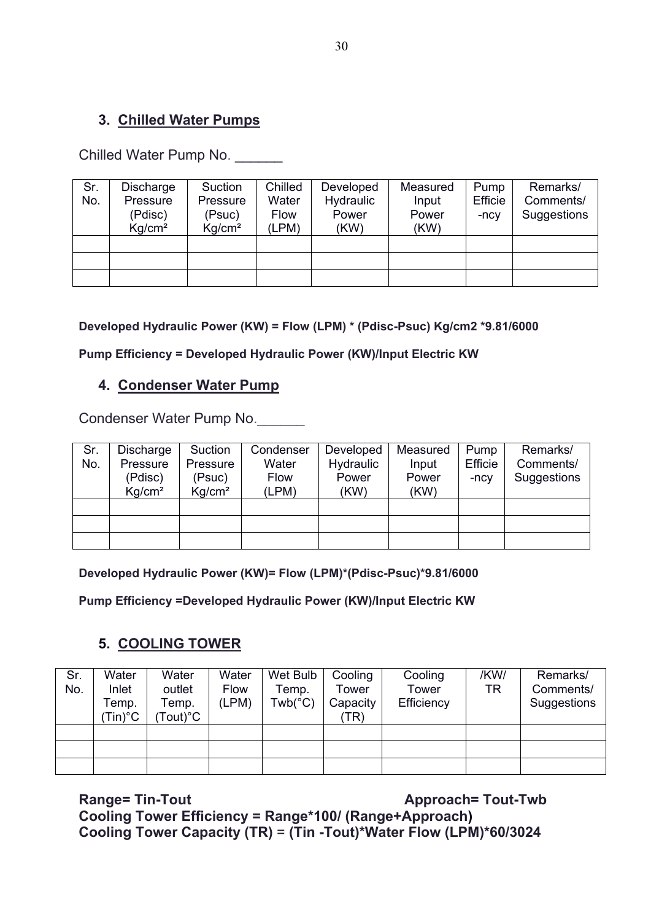## 3. Chilled Water Pumps

Chilled Water Pump No. ______

| Sr. No. | Discharge Pressure (Pdisc) $Kg/cm^2$ | Suction Pressure (Psuc) $Kg/cm^2$ | Chilled Water Flow (LPM) | Developed Hydraulic Power (KW) | Measured Input Power (KW) | Pump Efficie-ncy | Remarks/ Comments/ Suggestions |
|---|---|---|---|---|---|---|---|
| | | | | | | | |
| | | | | | | | |
| | | | | | | | |

**Developed Hydraulic Power (KW) = Flow (LPM) * (Pdisc-Psuc) Kg/cm2 *9.81/6000**

**Pump Efficiency = Developed Hydraulic Power (KW)/Input Electric KW**

## 4. Condenser Water Pump

Condenser Water Pump No.______

| Sr. No. | Discharge Pressure (Pdisc) $Kg/cm^2$ | Suction Pressure (Psuc) $Kg/cm^2$ | Condenser Water Flow (LPM) | Developed Hydraulic Power (KW) | Measured Input Power (KW) | Pump Efficie-ncy | Remarks/ Comments/ Suggestions |
|---|---|---|---|---|---|---|---|
| | | | | | | | |
| | | | | | | | |
| | | | | | | | |

**Developed Hydraulic Power (KW)= Flow (LPM)*(Pdisc-Psuc)*9.81/6000**

**Pump Efficiency =Developed Hydraulic Power (KW)/Input Electric KW**

## 5. COOLING TOWER

| Sr. No. | Water Inlet Temp. (Tin)°C | Water outlet Temp. (Tout)°C | Water Flow (LPM) | Wet Bulb Temp. Twb(°C) | Cooling Tower Capacity (TR) | Cooling Tower Efficiency | /KW/ TR | Remarks/ Comments/ Suggestions |
|---|---|---|---|---|---|---|---|---|
| | | | | | | | | |
| | | | | | | | | |
| | | | | | | | | |

**Range= Tin-Tout** **Approach= Tout-Twb**
**Cooling Tower Efficiency = Range*100/ (Range+Approach)**
**Cooling Tower Capacity (TR) = (Tin -Tout)*Water Flow (LPM)*60/3024**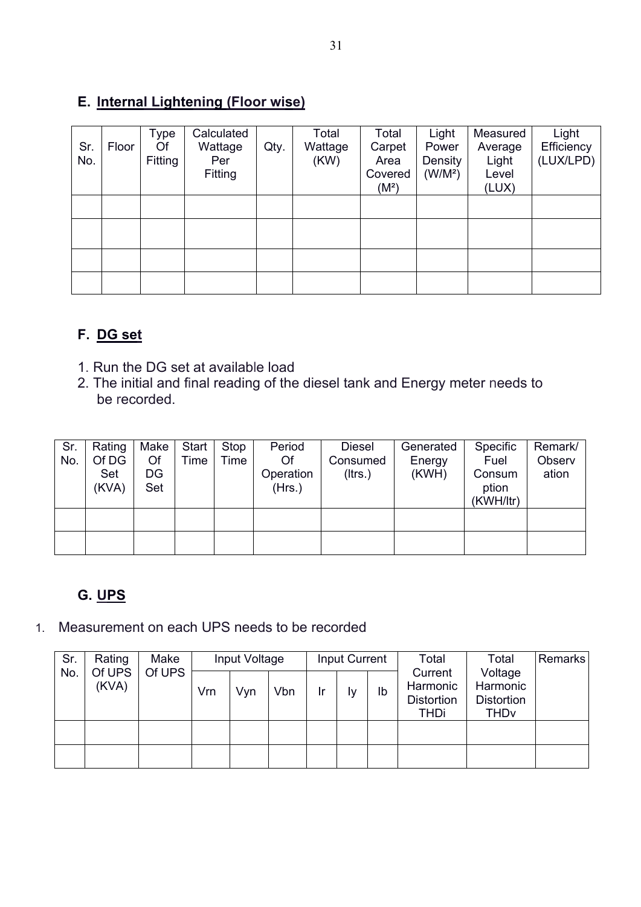## E. Internal Lightening (Floor wise)

| Sr. No. | Floor | Type Of Fitting | Calculated Wattage Per Fitting | Qty. | Total Wattage (KW) | Total Carpet Area Covered ($M^2$) | Light Power Density ($W/M^2$) | Measured Average Light Level (LUX) | Light Efficiency (LUX/LPD) |
|---|---|---|---|---|---|---|---|---|---|
| | | | | | | | | | |
| | | | | | | | | | |
| | | | | | | | | | |
| | | | | | | | | | |

## F. DG set

1. Run the DG set at available load
2. The initial and final reading of the diesel tank and Energy meter needs to be recorded.

| Sr. No. | Rating Of DG Set (KVA) | Make Of DG Set | Start Time | Stop Time | Period Of Operation (Hrs.) | Diesel Consumed (ltrs.) | Generated Energy (KWH) | Specific Fuel Consumption (KWH/ltr) | Remark/ Observation |
|---|---|---|---|---|---|---|---|---|---|
| | | | | | | | | | |
| | | | | | | | | | |

## G. UPS

1. Measurement on each UPS needs to be recorded

| Sr. No. | Rating Of UPS (KVA) | Make Of UPS | Input Voltage | | | Input Current | | | Total Current Harmonic Distortion THDi | Total Voltage Harmonic Distortion THDv | Remarks |
|---|---|---|---|---|---|---|---|---|---|---|---|
| | | | Vrn | Vyn | Vbn | Ir | Iy | Ib | | | |
| | | | | | | | | | | | |
| | | | | | | | | | | | |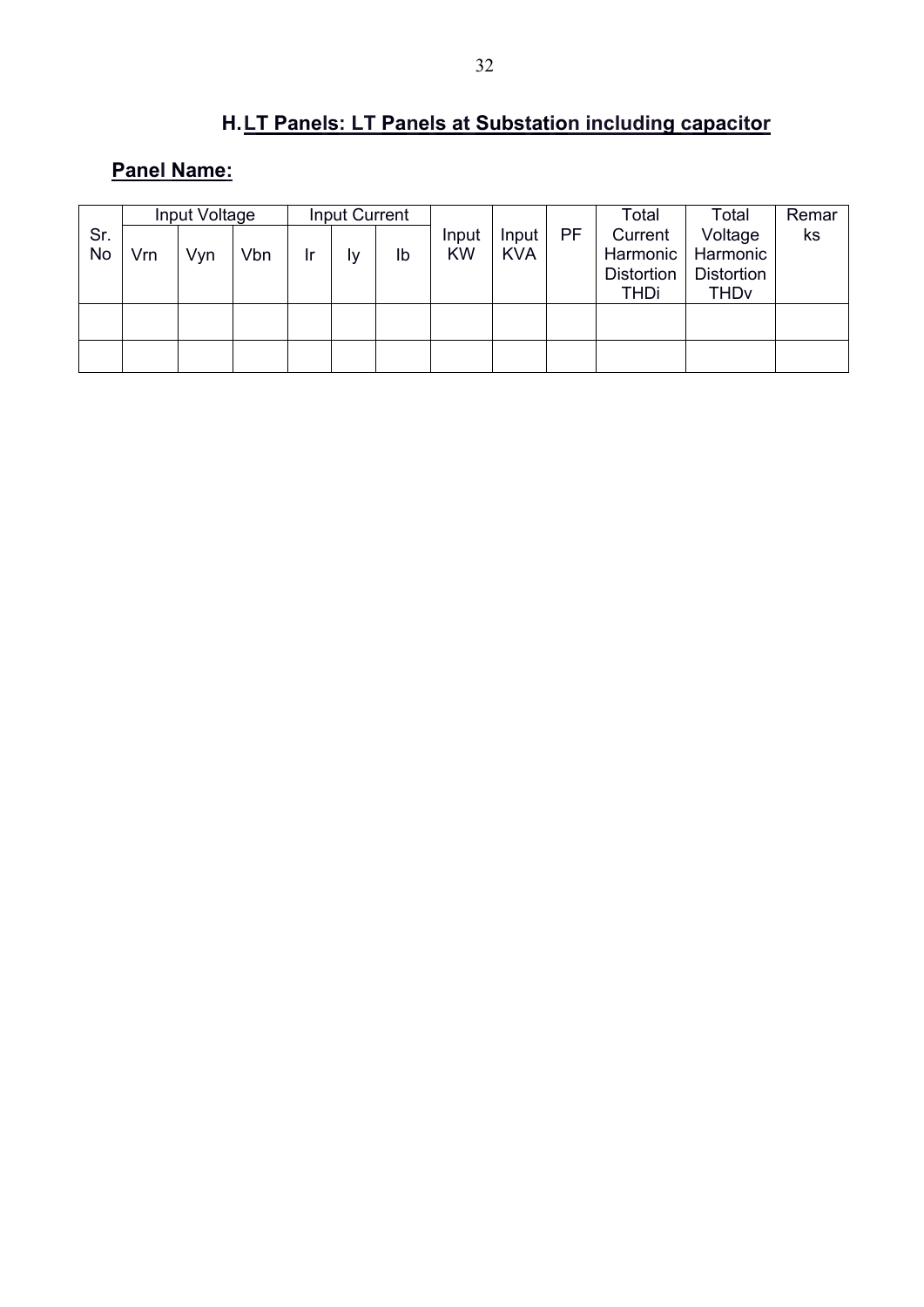## H. LT Panels: LT Panels at Substation including capacitor

**Panel Name:**

| Sr. No | Input Voltage | | | Input Current | | | Input KW | Input KVA | PF | Total Current Harmonic Distortion THDi | Total Voltage Harmonic Distortion THDv | Remarks |
|---|---|---|---|---|---|---|---|---|---|---|---|---|
| | Vrn | Vyn | Vbn | Ir | Iy | Ib | | | | | | |
| | | | | | | | | | | | | |
| | | | | | | | | | | | | |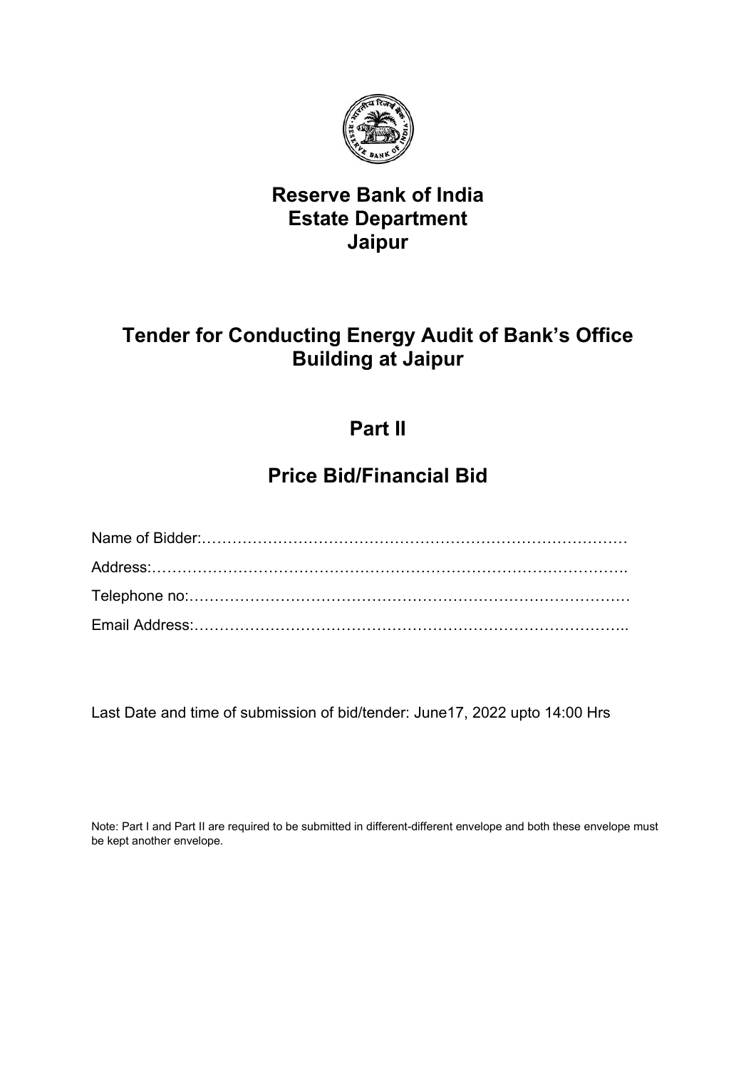# Reserve Bank of India
# Estate Department
# Jaipur

## Tender for Conducting Energy Audit of Bank's Office Building at Jaipur

## Part II

## Price Bid/Financial Bid

Name of Bidder:…………………………………………………………………………

Address:…………………………………………………………………………………..

Telephone no:……………………………………………………………………………

Email Address:…………………………………………………………………………..

Last Date and time of submission of bid/tender: June17, 2022 upto 14:00 Hrs

Note: Part I and Part II are required to be submitted in different-different envelope and both these envelope must be kept another envelope.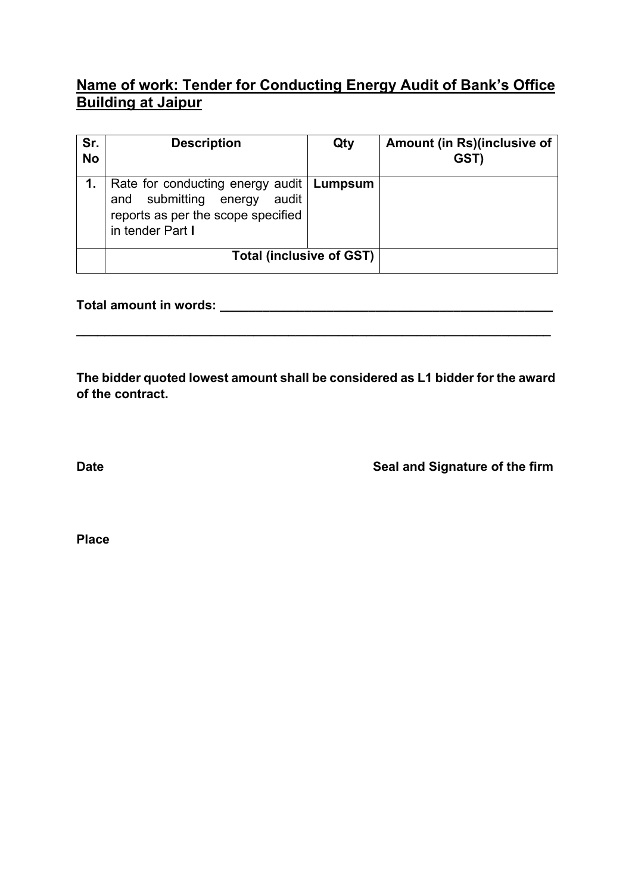**<u>Name of work: Tender for Conducting Energy Audit of Bank's Office Building at Jaipur</u>**

| Sr. No | Description | Qty | Amount (in Rs)(inclusive of GST) |
|---|---|---|---|
| **1.** | Rate for conducting energy audit and submitting energy audit reports as per the scope specified in tender Part **I** | **Lumpsum** | |
| | **Total (inclusive of GST)** | | |

**Total amount in words: ________________________________________________**

**______________________________________________________________________**

**The bidder quoted lowest amount shall be considered as L1 bidder for the award of the contract.**

**Date** **Seal and Signature of the firm**

**Place**